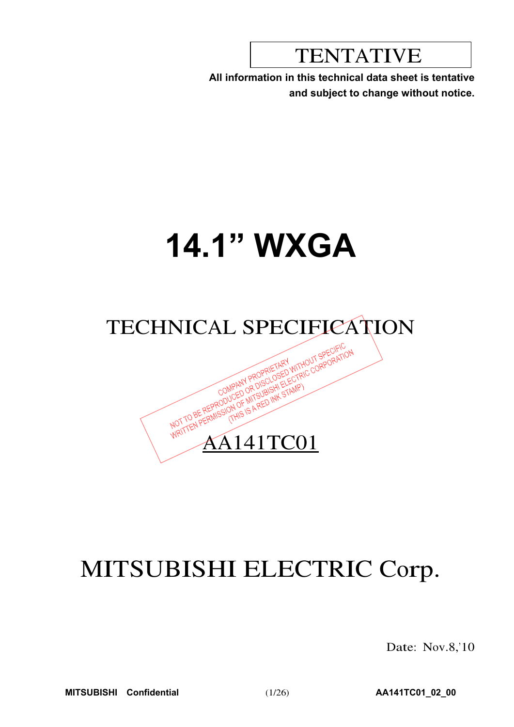TENTATIVE

**All information in this technical data sheet is tentative and subject to change without notice.**

# 14.1” WXGA

## TECHNICAL SPECIFICATION

COMPANY PROPRIETARY
NOT TO BE REPRODUCED OR DISCLOSED WITHOUT SPECIFIC
WRITTEN PERMISSION OF MITSUBISHI ELECTRIC CORPORATION
(THIS IS A RED INK STAMP)

AA141TC01

# MITSUBISHI ELECTRIC Corp.

Date: Nov.8,’10

**MITSUBISHI Confidential** **AA141TC01_02_00**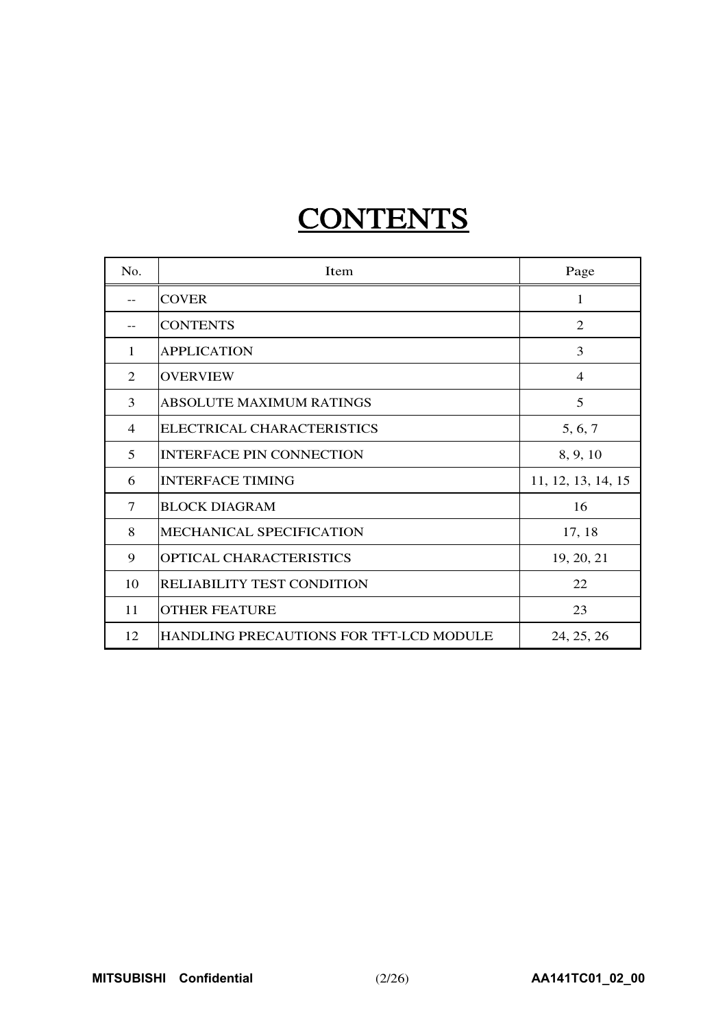# CONTENTS

| No. | Item | Page |
|---|---|---|
| -- | COVER | 1 |
| -- | CONTENTS | 2 |
| 1 | APPLICATION | 3 |
| 2 | OVERVIEW | 4 |
| 3 | ABSOLUTE MAXIMUM RATINGS | 5 |
| 4 | ELECTRICAL CHARACTERISTICS | 5, 6, 7 |
| 5 | INTERFACE PIN CONNECTION | 8, 9, 10 |
| 6 | INTERFACE TIMING | 11, 12, 13, 14, 15 |
| 7 | BLOCK DIAGRAM | 16 |
| 8 | MECHANICAL SPECIFICATION | 17, 18 |
| 9 | OPTICAL CHARACTERISTICS | 19, 20, 21 |
| 10 | RELIABILITY TEST CONDITION | 22 |
| 11 | OTHER FEATURE | 23 |
| 12 | HANDLING PRECAUTIONS FOR TFT-LCD MODULE | 24, 25, 26 |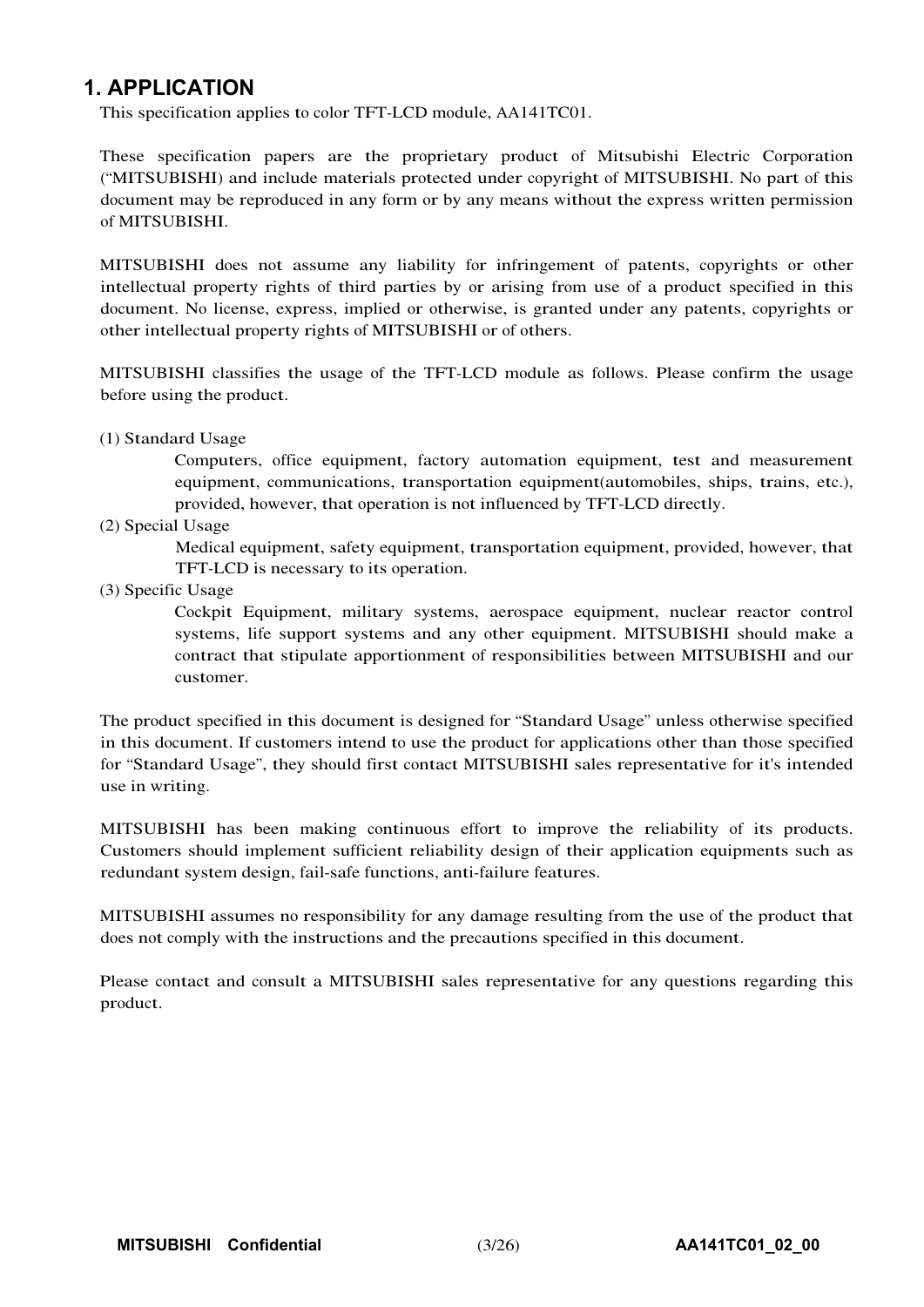# 1. APPLICATION

This specification applies to color TFT-LCD module, AA141TC01.

These specification papers are the proprietary product of Mitsubishi Electric Corporation ("MITSUBISHI) and include materials protected under copyright of MITSUBISHI. No part of this document may be reproduced in any form or by any means without the express written permission of MITSUBISHI.

MITSUBISHI does not assume any liability for infringement of patents, copyrights or other intellectual property rights of third parties by or arising from use of a product specified in this document. No license, express, implied or otherwise, is granted under any patents, copyrights or other intellectual property rights of MITSUBISHI or of others.

MITSUBISHI classifies the usage of the TFT-LCD module as follows. Please confirm the usage before using the product.

(1) Standard Usage

Computers, office equipment, factory automation equipment, test and measurement equipment, communications, transportation equipment(automobiles, ships, trains, etc.), provided, however, that operation is not influenced by TFT-LCD directly.

(2) Special Usage

Medical equipment, safety equipment, transportation equipment, provided, however, that TFT-LCD is necessary to its operation.

(3) Specific Usage

Cockpit Equipment, military systems, aerospace equipment, nuclear reactor control systems, life support systems and any other equipment. MITSUBISHI should make a contract that stipulate apportionment of responsibilities between MITSUBISHI and our customer.

The product specified in this document is designed for "Standard Usage" unless otherwise specified in this document. If customers intend to use the product for applications other than those specified for "Standard Usage", they should first contact MITSUBISHI sales representative for it's intended use in writing.

MITSUBISHI has been making continuous effort to improve the reliability of its products. Customers should implement sufficient reliability design of their application equipments such as redundant system design, fail-safe functions, anti-failure features.

MITSUBISHI assumes no responsibility for any damage resulting from the use of the product that does not comply with the instructions and the precautions specified in this document.

Please contact and consult a MITSUBISHI sales representative for any questions regarding this product.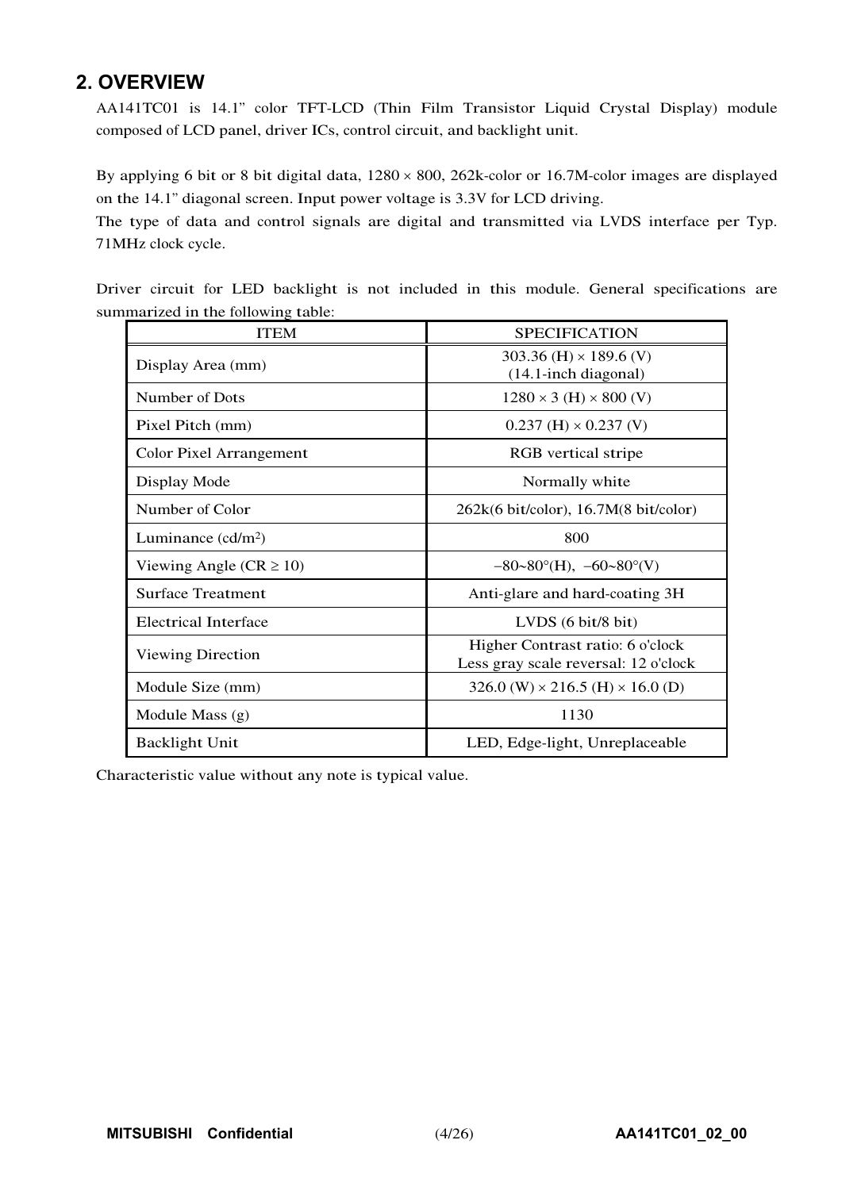## 2. OVERVIEW

AA141TC01 is 14.1" color TFT-LCD (Thin Film Transistor Liquid Crystal Display) module composed of LCD panel, driver ICs, control circuit, and backlight unit.

By applying 6 bit or 8 bit digital data, 1280 × 800, 262k-color or 16.7M-color images are displayed on the 14.1" diagonal screen. Input power voltage is 3.3V for LCD driving.
The type of data and control signals are digital and transmitted via LVDS interface per Typ. 71MHz clock cycle.

Driver circuit for LED backlight is not included in this module. General specifications are summarized in the following table:

| ITEM | SPECIFICATION |
|---|---|
| Display Area (mm) | 303.36 (H) × 189.6 (V)<br>(14.1-inch diagonal) |
| Number of Dots | 1280 × 3 (H) × 800 (V) |
| Pixel Pitch (mm) | 0.237 (H) × 0.237 (V) |
| Color Pixel Arrangement | RGB vertical stripe |
| Display Mode | Normally white |
| Number of Color | 262k(6 bit/color), 16.7M(8 bit/color) |
| Luminance (cd/m$^2$) | 800 |
| Viewing Angle (CR ≥ 10) | −80~80°(H), −60~80°(V) |
| Surface Treatment | Anti-glare and hard-coating 3H |
| Electrical Interface | LVDS (6 bit/8 bit) |
| Viewing Direction | Higher Contrast ratio: 6 o'clock<br>Less gray scale reversal: 12 o'clock |
| Module Size (mm) | 326.0 (W) × 216.5 (H) × 16.0 (D) |
| Module Mass (g) | 1130 |
| Backlight Unit | LED, Edge-light, Unreplaceable |

Characteristic value without any note is typical value.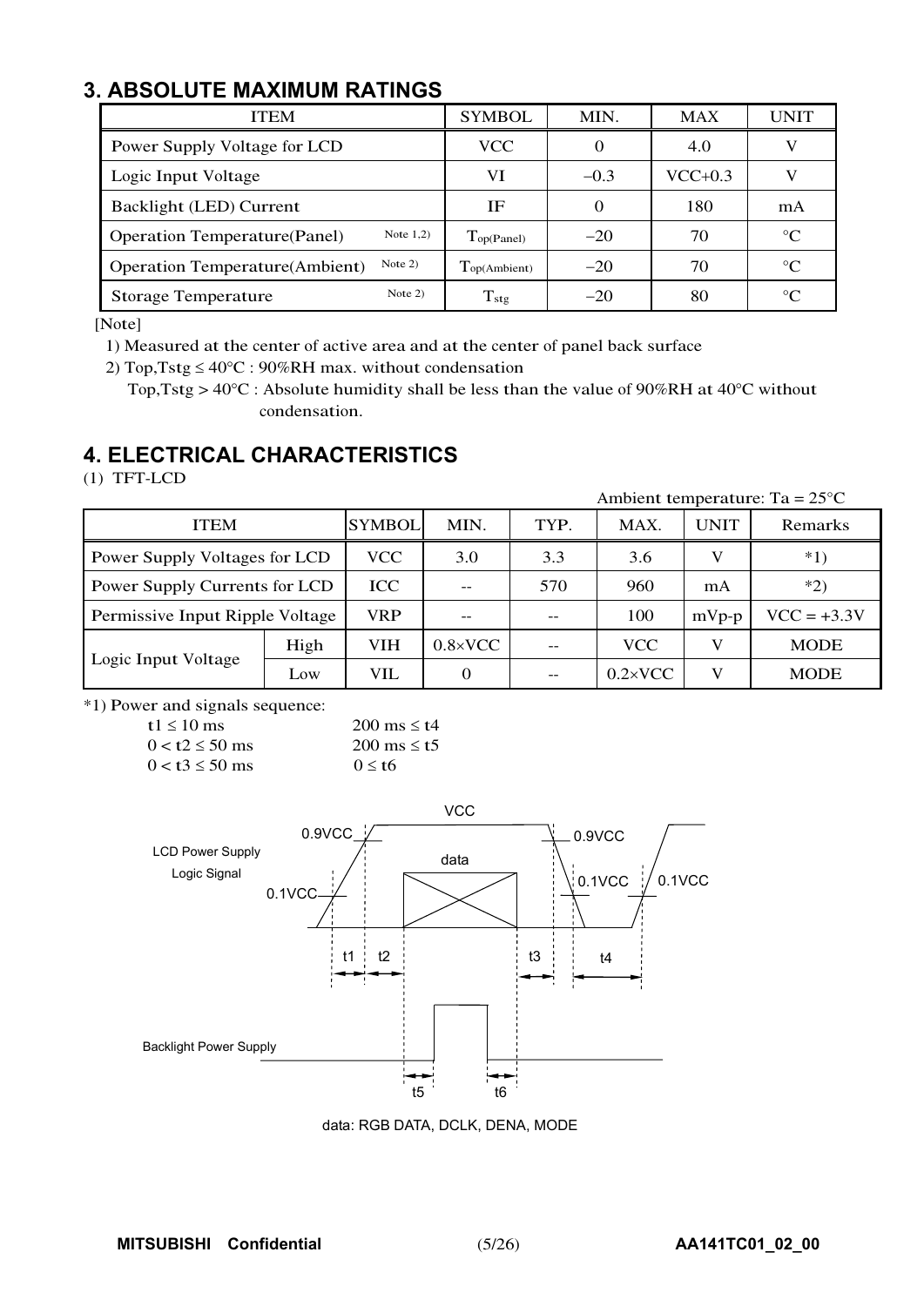## 3. ABSOLUTE MAXIMUM RATINGS

| ITEM | SYMBOL | MIN. | MAX | UNIT |
|---|---|---|---|---|
| Power Supply Voltage for LCD | VCC | 0 | 4.0 | V |
| Logic Input Voltage | VI | −0.3 | VCC+0.3 | V |
| Backlight (LED) Current | IF | 0 | 180 | mA |
| Operation Temperature(Panel) Note 1,2) | $T_{op(Panel)}$ | −20 | 70 | °C |
| Operation Temperature(Ambient) Note 2) | $T_{op(Ambient)}$ | −20 | 70 | °C |
| Storage Temperature Note 2) | $T_{stg}$ | −20 | 80 | °C |

[Note]

1) Measured at the center of active area and at the center of panel back surface

2) Top,Tstg ≤ 40°C : 90%RH max. without condensation

Top,Tstg > 40°C : Absolute humidity shall be less than the value of 90%RH at 40°C without condensation.

## 4. ELECTRICAL CHARACTERISTICS

(1) TFT-LCD

Ambient temperature: Ta = 25°C

| ITEM | | SYMBOL | MIN. | TYP. | MAX. | UNIT | Remarks |
|---|---|---|---|---|---|---|---|
| Power Supply Voltages for LCD | | VCC | 3.0 | 3.3 | 3.6 | V | *1) |
| Power Supply Currents for LCD | | ICC | -- | 570 | 960 | mA | *2) |
| Permissive Input Ripple Voltage | | VRP | -- | -- | 100 | mVp-p | VCC = +3.3V |
| Logic Input Voltage | High | VIH | 0.8×VCC | -- | VCC | V | MODE |
| | Low | VIL | 0 | -- | 0.2×VCC | V | MODE |

*1) Power and signals sequence:

| | |
|---|---|
| t1 ≤ 10 ms | 200 ms ≤ t4 |
| 0 < t2 ≤ 50 ms | 200 ms ≤ t5 |
| 0 < t3 ≤ 50 ms | 0 ≤ t6 |

LCD Power Supply Logic Signal: VCC, 0.9VCC, 0.1VCC, data, t1, t2, t3, t4

Backlight Power Supply: t5, t6

data: RGB DATA, DCLK, DENA, MODE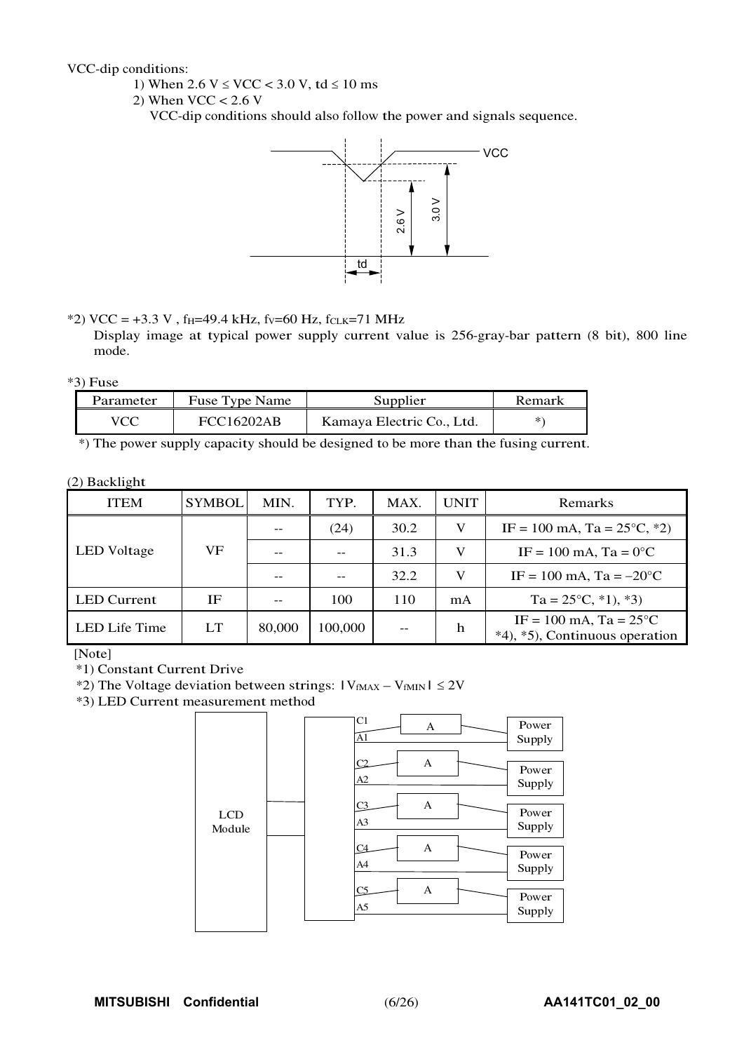VCC-dip conditions:

1) When 2.6 V ≤ VCC < 3.0 V, td ≤ 10 ms

2) When VCC < 2.6 V

VCC-dip conditions should also follow the power and signals sequence.

*2) VCC = +3.3 V , $f_H$=49.4 kHz, $f_V$=60 Hz, $f_{CLK}$=71 MHz

Display image at typical power supply current value is 256-gray-bar pattern (8 bit), 800 line mode.

*3) Fuse

| Parameter | Fuse Type Name | Supplier | Remark |
|---|---|---|---|
| VCC | FCC16202AB | Kamaya Electric Co., Ltd. | *) |

*) The power supply capacity should be designed to be more than the fusing current.

(2) Backlight

| ITEM | SYMBOL | MIN. | TYP. | MAX. | UNIT | Remarks |
|---|---|---|---|---|---|---|
| LED Voltage | VF | -- | (24) | 30.2 | V | IF = 100 mA, Ta = 25°C, *2) |
| | | -- | -- | 31.3 | V | IF = 100 mA, Ta = 0°C |
| | | -- | -- | 32.2 | V | IF = 100 mA, Ta = −20°C |
| LED Current | IF | -- | 100 | 110 | mA | Ta = 25°C, *1), *3) |
| LED Life Time | LT | 80,000 | 100,000 | -- | h | IF = 100 mA, Ta = 25°C *4), *5), Continuous operation |

[Note]

*1) Constant Current Drive

*2) The Voltage deviation between strings: $|V_{fMAX} - V_{fMIN}| \leq 2V$

*3) LED Current measurement method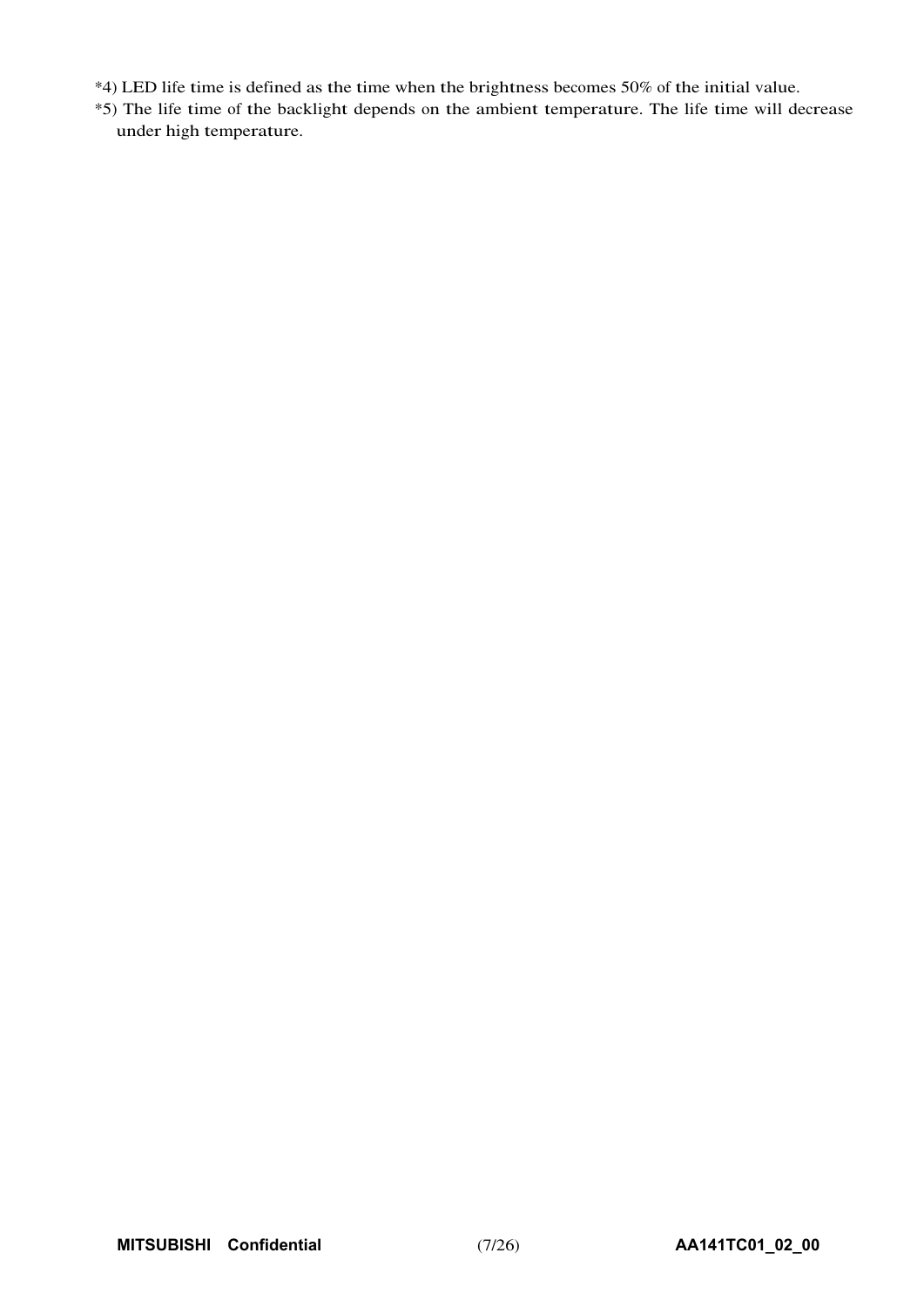*4) LED life time is defined as the time when the brightness becomes 50% of the initial value.

*5) The life time of the backlight depends on the ambient temperature. The life time will decrease under high temperature.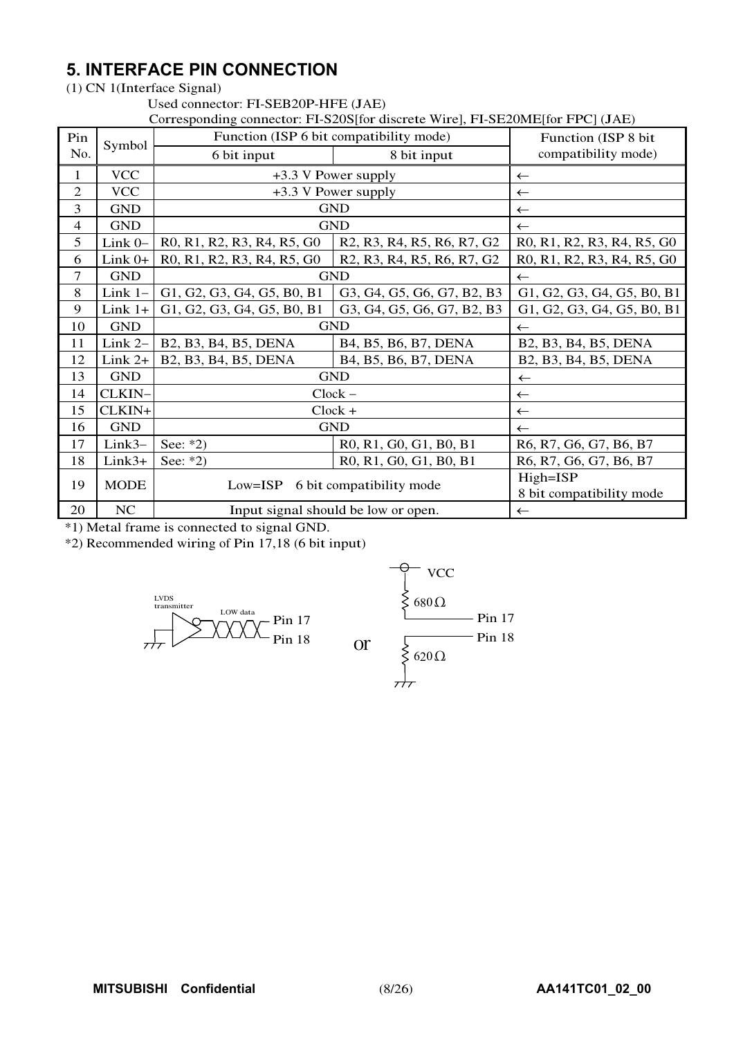## 5. INTERFACE PIN CONNECTION

(1) CN 1(Interface Signal)

Used connector: FI-SEB20P-HFE (JAE)

Corresponding connector: FI-S20S[for discrete Wire], FI-SE20ME[for FPC] (JAE)

| Pin No. | Symbol | Function (ISP 6 bit compatibility mode) | | Function (ISP 8 bit compatibility mode) |
|---|---|---|---|---|
| | | 6 bit input | 8 bit input | |
| 1 | VCC | +3.3 V Power supply | | ← |
| 2 | VCC | +3.3 V Power supply | | ← |
| 3 | GND | GND | | ← |
| 4 | GND | GND | | ← |
| 5 | Link 0– | R0, R1, R2, R3, R4, R5, G0 | R2, R3, R4, R5, R6, R7, G2 | R0, R1, R2, R3, R4, R5, G0 |
| 6 | Link 0+ | R0, R1, R2, R3, R4, R5, G0 | R2, R3, R4, R5, R6, R7, G2 | R0, R1, R2, R3, R4, R5, G0 |
| 7 | GND | GND | | ← |
| 8 | Link 1– | G1, G2, G3, G4, G5, B0, B1 | G3, G4, G5, G6, G7, B2, B3 | G1, G2, G3, G4, G5, B0, B1 |
| 9 | Link 1+ | G1, G2, G3, G4, G5, B0, B1 | G3, G4, G5, G6, G7, B2, B3 | G1, G2, G3, G4, G5, B0, B1 |
| 10 | GND | GND | | ← |
| 11 | Link 2– | B2, B3, B4, B5, DENA | B4, B5, B6, B7, DENA | B2, B3, B4, B5, DENA |
| 12 | Link 2+ | B2, B3, B4, B5, DENA | B4, B5, B6, B7, DENA | B2, B3, B4, B5, DENA |
| 13 | GND | GND | | ← |
| 14 | CLKIN– | Clock – | | ← |
| 15 | CLKIN+ | Clock + | | ← |
| 16 | GND | GND | | ← |
| 17 | Link3– | See: *2) | R0, R1, G0, G1, B0, B1 | R6, R7, G6, G7, B6, B7 |
| 18 | Link3+ | See: *2) | R0, R1, G0, G1, B0, B1 | R6, R7, G6, G7, B6, B7 |
| 19 | MODE | Low=ISP 6 bit compatibility mode | | High=ISP 8 bit compatibility mode |
| 20 | NC | Input signal should be low or open. | | ← |

*1) Metal frame is connected to signal GND.

*2) Recommended wiring of Pin 17,18 (6 bit input)

LVDS transmitter — LOW data — Pin 17 / Pin 18

or

VCC — 680 Ω — Pin 17; Pin 18 — 620 Ω — GND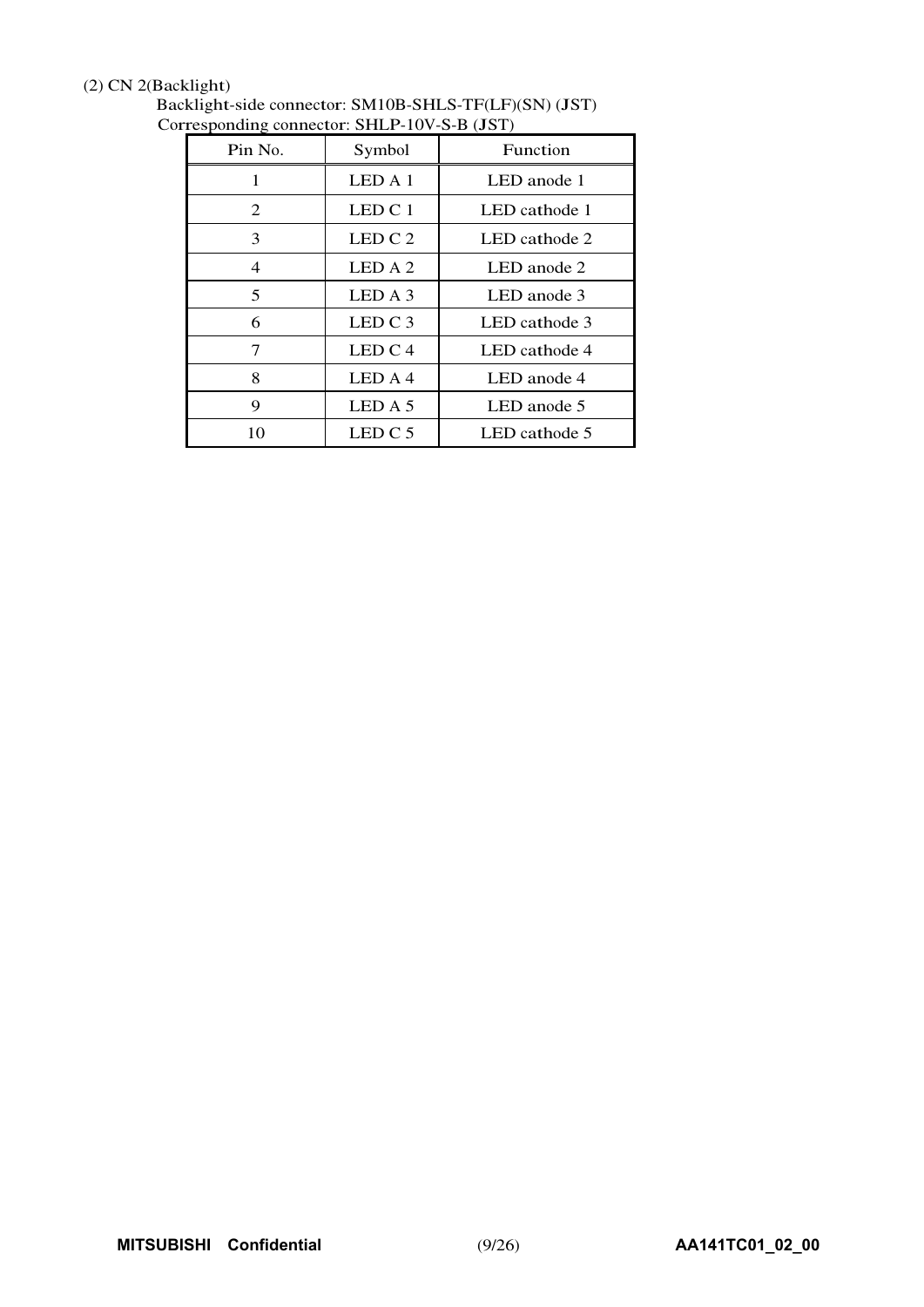(2) CN 2(Backlight)

Backlight-side connector: SM10B-SHLS-TF(LF)(SN) (JST)

Corresponding connector: SHLP-10V-S-B (JST)

| Pin No. | Symbol | Function |
|---|---|---|
| 1 | LED A 1 | LED anode 1 |
| 2 | LED C 1 | LED cathode 1 |
| 3 | LED C 2 | LED cathode 2 |
| 4 | LED A 2 | LED anode 2 |
| 5 | LED A 3 | LED anode 3 |
| 6 | LED C 3 | LED cathode 3 |
| 7 | LED C 4 | LED cathode 4 |
| 8 | LED A 4 | LED anode 4 |
| 9 | LED A 5 | LED anode 5 |
| 10 | LED C 5 | LED cathode 5 |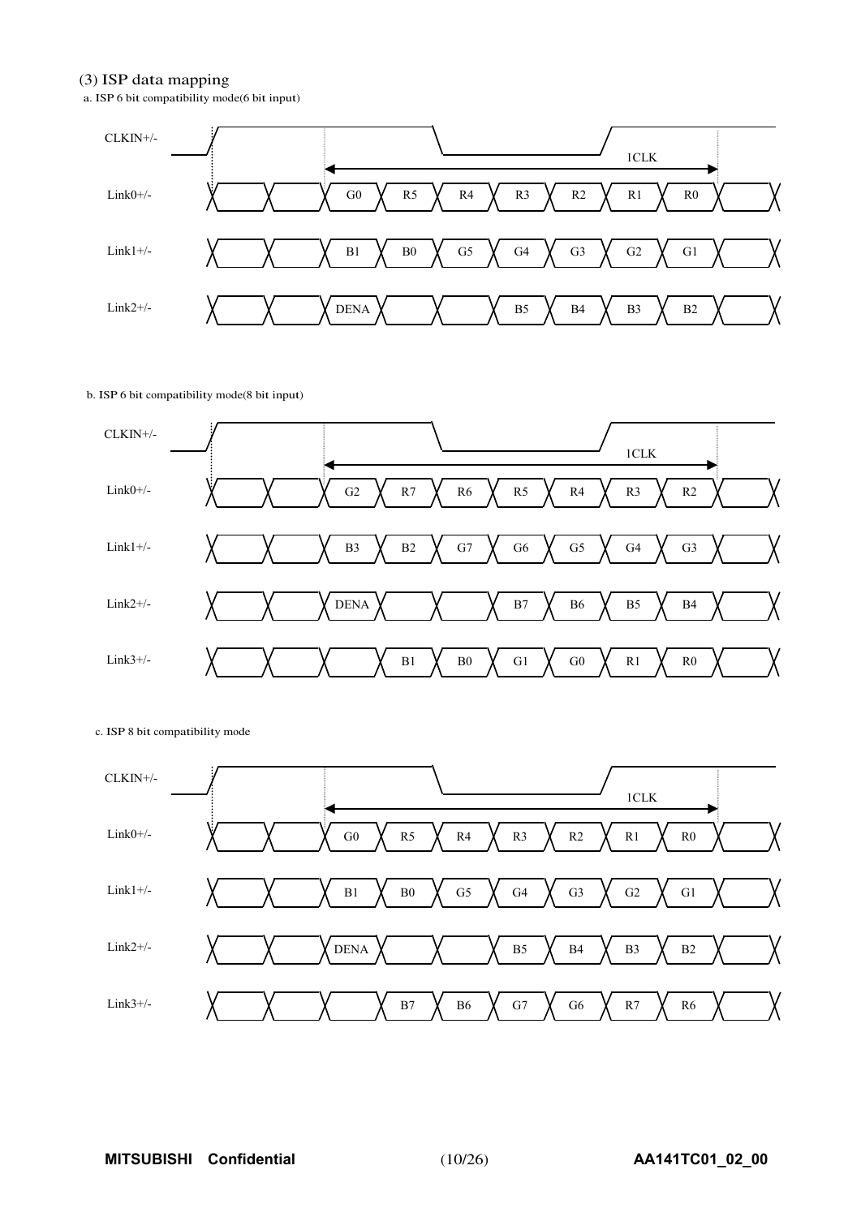### (3) ISP data mapping

a. ISP 6 bit compatibility mode(6 bit input)

| Signal | | | | | | | | | |
|---|---|---|---|---|---|---|---|---|---|
| CLKIN+/- | | | 1CLK | | | | | | |
| Link0+/- | | | G0 | R5 | R4 | R3 | R2 | R1 | R0 |
| Link1+/- | | | B1 | B0 | G5 | G4 | G3 | G2 | G1 |
| Link2+/- | | | DENA | | | B5 | B4 | B3 | B2 |

b. ISP 6 bit compatibility mode(8 bit input)

| Signal | | | | | | | | | |
|---|---|---|---|---|---|---|---|---|---|
| CLKIN+/- | | | 1CLK | | | | | | |
| Link0+/- | | | G2 | R7 | R6 | R5 | R4 | R3 | R2 |
| Link1+/- | | | B3 | B2 | G7 | G6 | G5 | G4 | G3 |
| Link2+/- | | | DENA | | | B7 | B6 | B5 | B4 |
| Link3+/- | | | | B1 | B0 | G1 | G0 | R1 | R0 |

c. ISP 8 bit compatibility mode

| Signal | | | | | | | | | |
|---|---|---|---|---|---|---|---|---|---|
| CLKIN+/- | | | 1CLK | | | | | | |
| Link0+/- | | | G0 | R5 | R4 | R3 | R2 | R1 | R0 |
| Link1+/- | | | B1 | B0 | G5 | G4 | G3 | G2 | G1 |
| Link2+/- | | | DENA | | | B5 | B4 | B3 | B2 |
| Link3+/- | | | | B7 | B6 | G7 | G6 | R7 | R6 |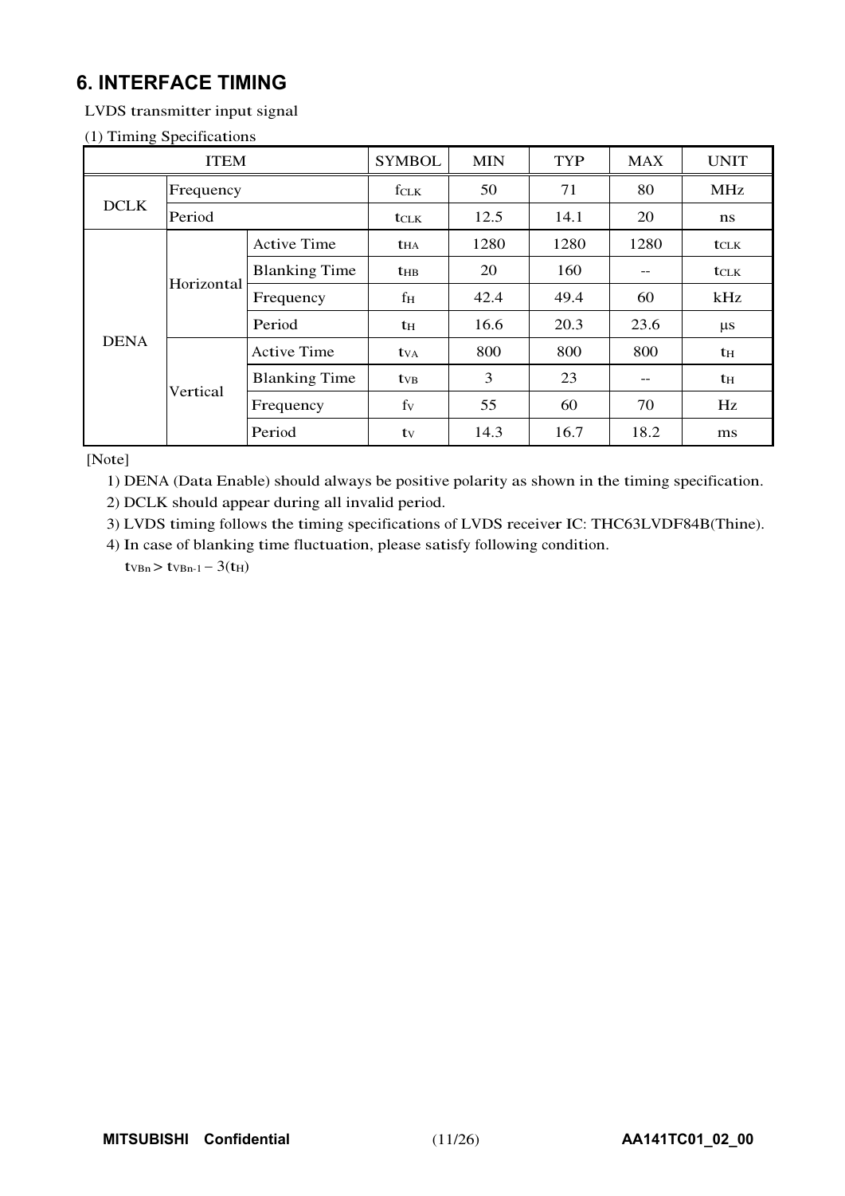## 6. INTERFACE TIMING

LVDS transmitter input signal

(1) Timing Specifications

| ITEM | | | SYMBOL | MIN | TYP | MAX | UNIT |
|---|---|---|---|---|---|---|---|
| DCLK | Frequency | | $f_{CLK}$ | 50 | 71 | 80 | MHz |
| | Period | | $t_{CLK}$ | 12.5 | 14.1 | 20 | ns |
| DENA | Horizontal | Active Time | $t_{HA}$ | 1280 | 1280 | 1280 | $t_{CLK}$ |
| | | Blanking Time | $t_{HB}$ | 20 | 160 | -- | $t_{CLK}$ |
| | | Frequency | $f_H$ | 42.4 | 49.4 | 60 | kHz |
| | | Period | $t_H$ | 16.6 | 20.3 | 23.6 | μs |
| | Vertical | Active Time | $t_{VA}$ | 800 | 800 | 800 | $t_H$ |
| | | Blanking Time | $t_{VB}$ | 3 | 23 | -- | $t_H$ |
| | | Frequency | $f_V$ | 55 | 60 | 70 | Hz |
| | | Period | $t_V$ | 14.3 | 16.7 | 18.2 | ms |

[Note]

1) DENA (Data Enable) should always be positive polarity as shown in the timing specification.

2) DCLK should appear during all invalid period.

3) LVDS timing follows the timing specifications of LVDS receiver IC: THC63LVDF84B(Thine).

4) In case of blanking time fluctuation, please satisfy following condition.

$t_{VBn} > t_{VBn-1} - 3(t_H)$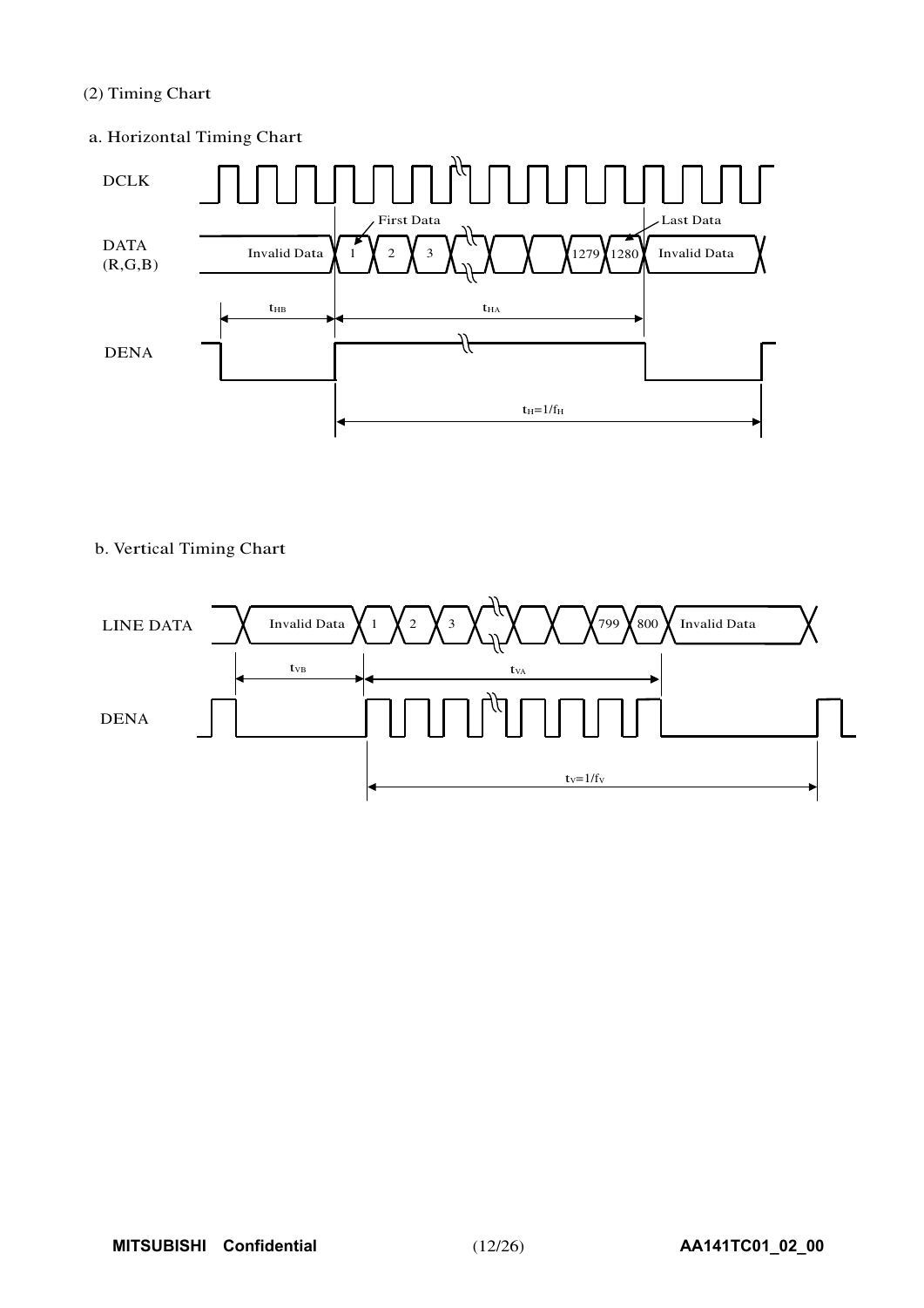(2) Timing Chart

a. Horizontal Timing Chart

DCLK

DATA (R,G,B)　Invalid Data　1　2　3　1279　1280　Invalid Data

First Data　Last Data

$t_{HB}$　$t_{HA}$

DENA

$t_H=1/f_H$

b. Vertical Timing Chart

LINE DATA　Invalid Data　1　2　3　799　800　Invalid Data

$t_{VB}$　$t_{VA}$

DENA

$t_V=1/f_V$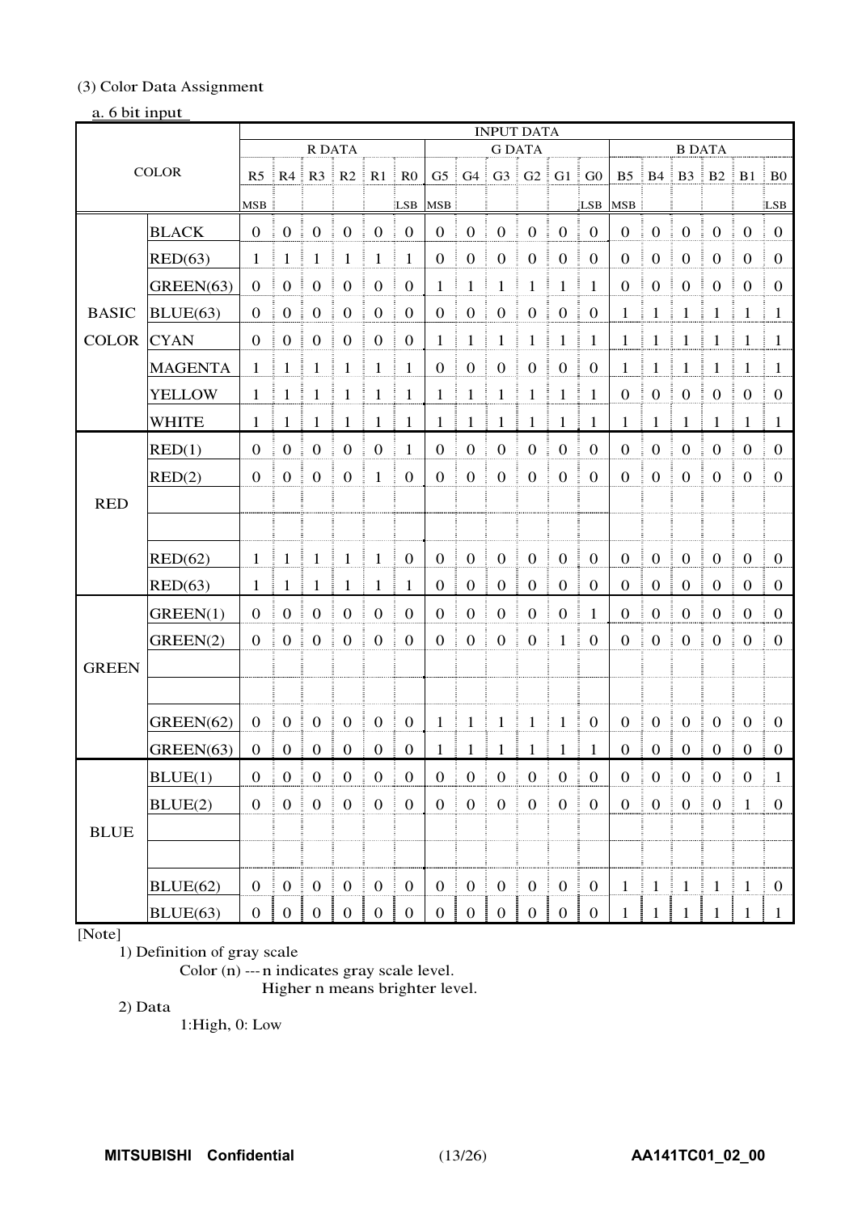(3) Color Data Assignment

a. 6 bit input

| COLOR | | R5 | R4 | R3 | R2 | R1 | R0 | G5 | G4 | G3 | G2 | G1 | G0 | B5 | B4 | B3 | B2 | B1 | B0 |
|---|---|---|---|---|---|---|---|---|---|---|---|---|---|---|---|---|---|---|---|
| | | R DATA | | | | | | G DATA | | | | | | B DATA | | | | | |
| | | MSB | | | | | LSB | MSB | | | | | LSB | MSB | | | | | LSB |
| BASIC COLOR | BLACK | 0 | 0 | 0 | 0 | 0 | 0 | 0 | 0 | 0 | 0 | 0 | 0 | 0 | 0 | 0 | 0 | 0 | 0 |
| | RED(63) | 1 | 1 | 1 | 1 | 1 | 1 | 0 | 0 | 0 | 0 | 0 | 0 | 0 | 0 | 0 | 0 | 0 | 0 |
| | GREEN(63) | 0 | 0 | 0 | 0 | 0 | 0 | 1 | 1 | 1 | 1 | 1 | 1 | 0 | 0 | 0 | 0 | 0 | 0 |
| | BLUE(63) | 0 | 0 | 0 | 0 | 0 | 0 | 0 | 0 | 0 | 0 | 0 | 0 | 1 | 1 | 1 | 1 | 1 | 1 |
| | CYAN | 0 | 0 | 0 | 0 | 0 | 0 | 1 | 1 | 1 | 1 | 1 | 1 | 1 | 1 | 1 | 1 | 1 | 1 |
| | MAGENTA | 1 | 1 | 1 | 1 | 1 | 1 | 0 | 0 | 0 | 0 | 0 | 0 | 1 | 1 | 1 | 1 | 1 | 1 |
| | YELLOW | 1 | 1 | 1 | 1 | 1 | 1 | 1 | 1 | 1 | 1 | 1 | 1 | 0 | 0 | 0 | 0 | 0 | 0 |
| | WHITE | 1 | 1 | 1 | 1 | 1 | 1 | 1 | 1 | 1 | 1 | 1 | 1 | 1 | 1 | 1 | 1 | 1 | 1 |
| RED | RED(1) | 0 | 0 | 0 | 0 | 0 | 1 | 0 | 0 | 0 | 0 | 0 | 0 | 0 | 0 | 0 | 0 | 0 | 0 |
| | RED(2) | 0 | 0 | 0 | 0 | 1 | 0 | 0 | 0 | 0 | 0 | 0 | 0 | 0 | 0 | 0 | 0 | 0 | 0 |
| | | | | | | | | | | | | | | | | | | | |
| | | | | | | | | | | | | | | | | | | | |
| | RED(62) | 1 | 1 | 1 | 1 | 1 | 0 | 0 | 0 | 0 | 0 | 0 | 0 | 0 | 0 | 0 | 0 | 0 | 0 |
| | RED(63) | 1 | 1 | 1 | 1 | 1 | 1 | 0 | 0 | 0 | 0 | 0 | 0 | 0 | 0 | 0 | 0 | 0 | 0 |
| GREEN | GREEN(1) | 0 | 0 | 0 | 0 | 0 | 0 | 0 | 0 | 0 | 0 | 0 | 1 | 0 | 0 | 0 | 0 | 0 | 0 |
| | GREEN(2) | 0 | 0 | 0 | 0 | 0 | 0 | 0 | 0 | 0 | 0 | 1 | 0 | 0 | 0 | 0 | 0 | 0 | 0 |
| | | | | | | | | | | | | | | | | | | | |
| | | | | | | | | | | | | | | | | | | | |
| | GREEN(62) | 0 | 0 | 0 | 0 | 0 | 0 | 1 | 1 | 1 | 1 | 1 | 0 | 0 | 0 | 0 | 0 | 0 | 0 |
| | GREEN(63) | 0 | 0 | 0 | 0 | 0 | 0 | 1 | 1 | 1 | 1 | 1 | 1 | 0 | 0 | 0 | 0 | 0 | 0 |
| BLUE | BLUE(1) | 0 | 0 | 0 | 0 | 0 | 0 | 0 | 0 | 0 | 0 | 0 | 0 | 0 | 0 | 0 | 0 | 0 | 1 |
| | BLUE(2) | 0 | 0 | 0 | 0 | 0 | 0 | 0 | 0 | 0 | 0 | 0 | 0 | 0 | 0 | 0 | 0 | 1 | 0 |
| | | | | | | | | | | | | | | | | | | | |
| | | | | | | | | | | | | | | | | | | | |
| | BLUE(62) | 0 | 0 | 0 | 0 | 0 | 0 | 0 | 0 | 0 | 0 | 0 | 0 | 1 | 1 | 1 | 1 | 1 | 0 |
| | BLUE(63) | 0 | 0 | 0 | 0 | 0 | 0 | 0 | 0 | 0 | 0 | 0 | 0 | 1 | 1 | 1 | 1 | 1 | 1 |

[Note]

1) Definition of gray scale

Color (n) --- n indicates gray scale level.
Higher n means brighter level.

2) Data

1:High, 0: Low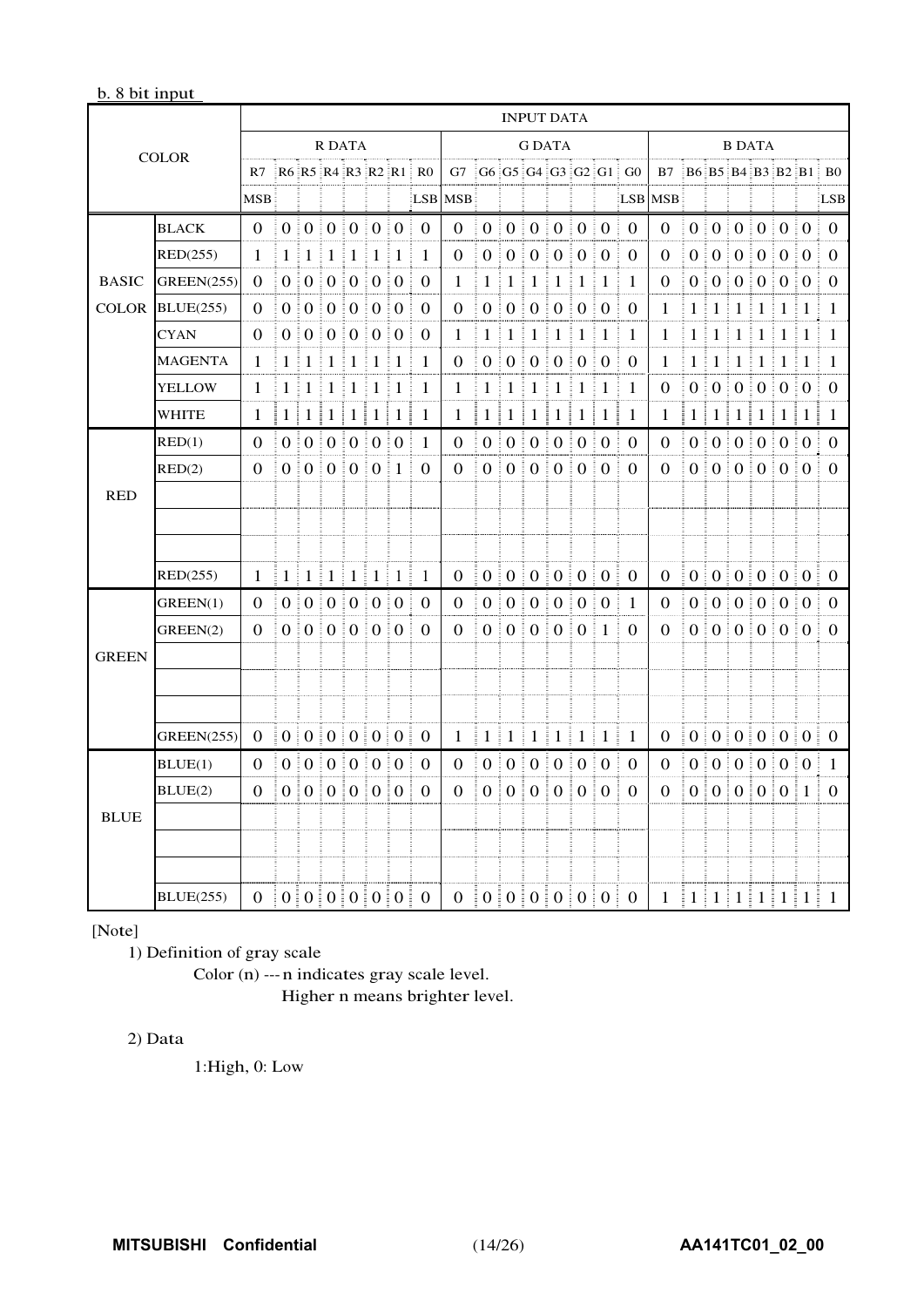b. 8 bit input

| COLOR | | INPUT DATA | | | | | | | | | | | | | | | | | | | | | | | |
|---|---|---|---|---|---|---|---|---|---|---|---|---|---|---|---|---|---|---|---|---|---|---|---|---|---|
| | | R DATA | | | | | | | | G DATA | | | | | | | | B DATA | | | | | | | |
| | | R7 | R6 | R5 | R4 | R3 | R2 | R1 | R0 | G7 | G6 | G5 | G4 | G3 | G2 | G1 | G0 | B7 | B6 | B5 | B4 | B3 | B2 | B1 | B0 |
| | | MSB | | | | | | | LSB | MSB | | | | | | | LSB | MSB | | | | | | | LSB |
| BASIC COLOR | BLACK | 0 | 0 | 0 | 0 | 0 | 0 | 0 | 0 | 0 | 0 | 0 | 0 | 0 | 0 | 0 | 0 | 0 | 0 | 0 | 0 | 0 | 0 | 0 | 0 |
| | RED(255) | 1 | 1 | 1 | 1 | 1 | 1 | 1 | 1 | 0 | 0 | 0 | 0 | 0 | 0 | 0 | 0 | 0 | 0 | 0 | 0 | 0 | 0 | 0 | 0 |
| | GREEN(255) | 0 | 0 | 0 | 0 | 0 | 0 | 0 | 0 | 1 | 1 | 1 | 1 | 1 | 1 | 1 | 1 | 0 | 0 | 0 | 0 | 0 | 0 | 0 | 0 |
| | BLUE(255) | 0 | 0 | 0 | 0 | 0 | 0 | 0 | 0 | 0 | 0 | 0 | 0 | 0 | 0 | 0 | 0 | 1 | 1 | 1 | 1 | 1 | 1 | 1 | 1 |
| | CYAN | 0 | 0 | 0 | 0 | 0 | 0 | 0 | 0 | 1 | 1 | 1 | 1 | 1 | 1 | 1 | 1 | 1 | 1 | 1 | 1 | 1 | 1 | 1 | 1 |
| | MAGENTA | 1 | 1 | 1 | 1 | 1 | 1 | 1 | 1 | 0 | 0 | 0 | 0 | 0 | 0 | 0 | 0 | 1 | 1 | 1 | 1 | 1 | 1 | 1 | 1 |
| | YELLOW | 1 | 1 | 1 | 1 | 1 | 1 | 1 | 1 | 1 | 1 | 1 | 1 | 1 | 1 | 1 | 1 | 0 | 0 | 0 | 0 | 0 | 0 | 0 | 0 |
| | WHITE | 1 | 1 | 1 | 1 | 1 | 1 | 1 | 1 | 1 | 1 | 1 | 1 | 1 | 1 | 1 | 1 | 1 | 1 | 1 | 1 | 1 | 1 | 1 | 1 |
| RED | RED(1) | 0 | 0 | 0 | 0 | 0 | 0 | 0 | 1 | 0 | 0 | 0 | 0 | 0 | 0 | 0 | 0 | 0 | 0 | 0 | 0 | 0 | 0 | 0 | 0 |
| | RED(2) | 0 | 0 | 0 | 0 | 0 | 0 | 1 | 0 | 0 | 0 | 0 | 0 | 0 | 0 | 0 | 0 | 0 | 0 | 0 | 0 | 0 | 0 | 0 | 0 |
| | | | | | | | | | | | | | | | | | | | | | | | | | |
| | | | | | | | | | | | | | | | | | | | | | | | | | |
| | | | | | | | | | | | | | | | | | | | | | | | | | |
| | RED(255) | 1 | 1 | 1 | 1 | 1 | 1 | 1 | 1 | 0 | 0 | 0 | 0 | 0 | 0 | 0 | 0 | 0 | 0 | 0 | 0 | 0 | 0 | 0 | 0 |
| GREEN | GREEN(1) | 0 | 0 | 0 | 0 | 0 | 0 | 0 | 0 | 0 | 0 | 0 | 0 | 0 | 0 | 0 | 1 | 0 | 0 | 0 | 0 | 0 | 0 | 0 | 0 |
| | GREEN(2) | 0 | 0 | 0 | 0 | 0 | 0 | 0 | 0 | 0 | 0 | 0 | 0 | 0 | 0 | 1 | 0 | 0 | 0 | 0 | 0 | 0 | 0 | 0 | 0 |
| | | | | | | | | | | | | | | | | | | | | | | | | | |
| | | | | | | | | | | | | | | | | | | | | | | | | | |
| | | | | | | | | | | | | | | | | | | | | | | | | | |
| | GREEN(255) | 0 | 0 | 0 | 0 | 0 | 0 | 0 | 0 | 1 | 1 | 1 | 1 | 1 | 1 | 1 | 1 | 0 | 0 | 0 | 0 | 0 | 0 | 0 | 0 |
| BLUE | BLUE(1) | 0 | 0 | 0 | 0 | 0 | 0 | 0 | 0 | 0 | 0 | 0 | 0 | 0 | 0 | 0 | 0 | 0 | 0 | 0 | 0 | 0 | 0 | 0 | 1 |
| | BLUE(2) | 0 | 0 | 0 | 0 | 0 | 0 | 0 | 0 | 0 | 0 | 0 | 0 | 0 | 0 | 0 | 0 | 0 | 0 | 0 | 0 | 0 | 0 | 1 | 0 |
| | | | | | | | | | | | | | | | | | | | | | | | | | |
| | | | | | | | | | | | | | | | | | | | | | | | | | |
| | | | | | | | | | | | | | | | | | | | | | | | | | |
| | BLUE(255) | 0 | 0 | 0 | 0 | 0 | 0 | 0 | 0 | 0 | 0 | 0 | 0 | 0 | 0 | 0 | 0 | 1 | 1 | 1 | 1 | 1 | 1 | 1 | 1 |

[Note]

1) Definition of gray scale

Color (n) --- n indicates gray scale level.
Higher n means brighter level.

2) Data

1:High, 0: Low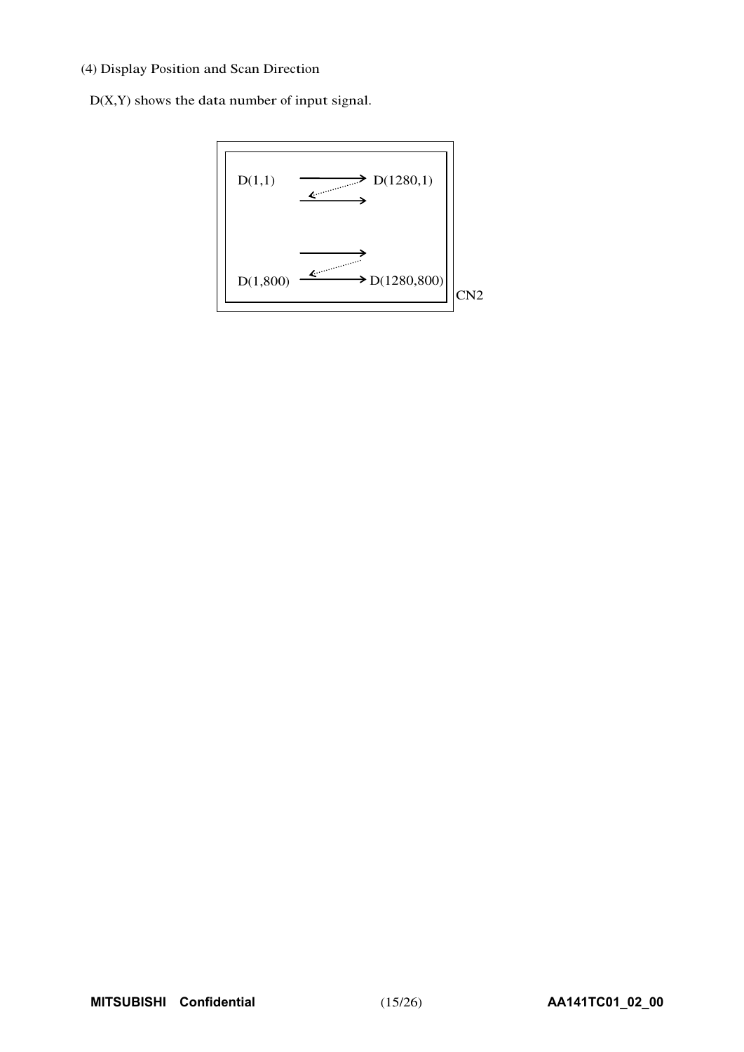(4) Display Position and Scan Direction

D(X,Y) shows the data number of input signal.

D(1,1) → D(1280,1)

D(1,800) → D(1280,800)

CN2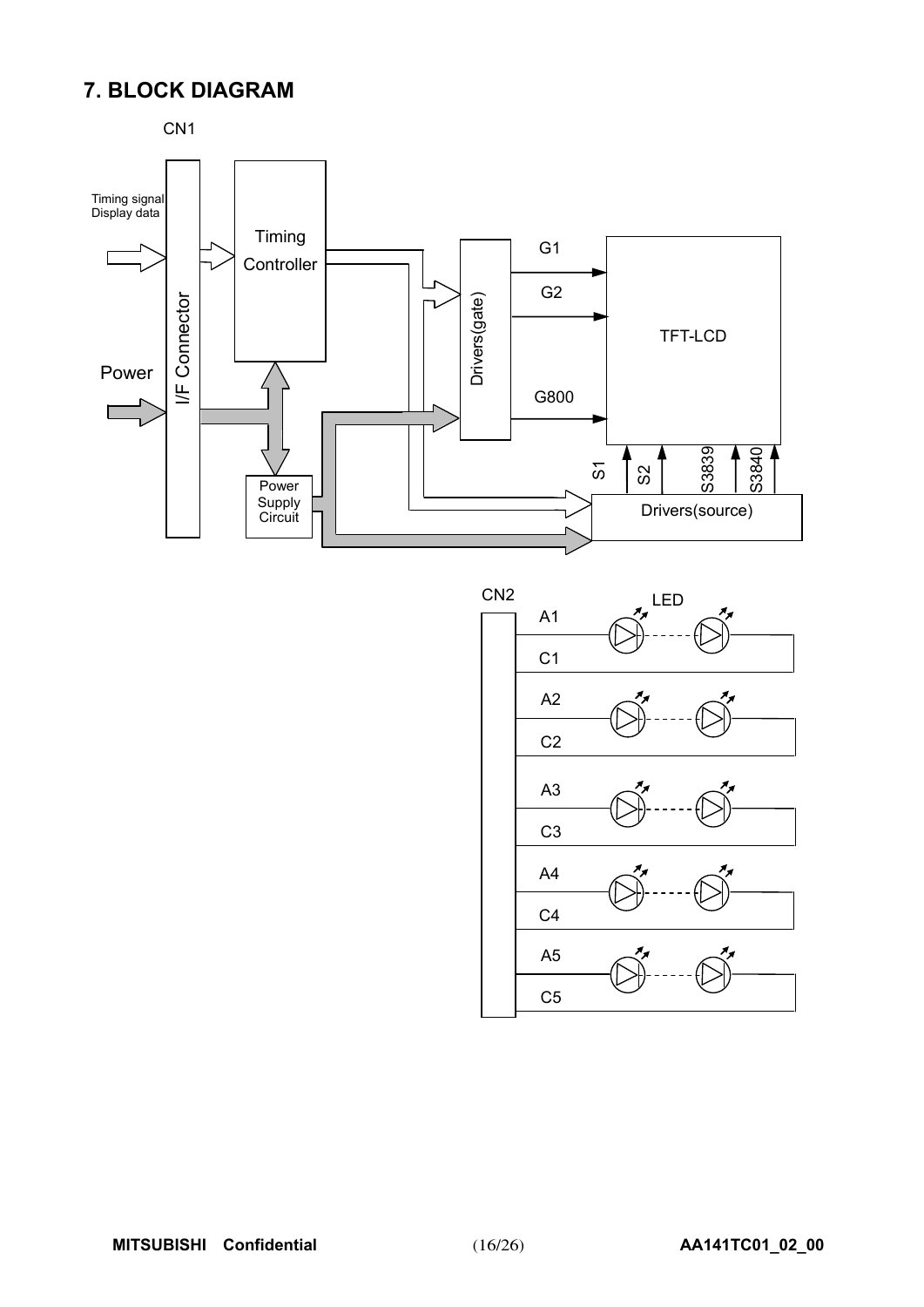# 7. BLOCK DIAGRAM

CN1

Timing signal
Display data

Power

I/F Connector

Timing Controller

Power Supply Circuit

Drivers(gate)

G1

G2

G800

TFT-LCD

S1 S2 S3839 S3840

Drivers(source)

CN2

LED

A1

C1

A2

C2

A3

C3

A4

C4

A5

C5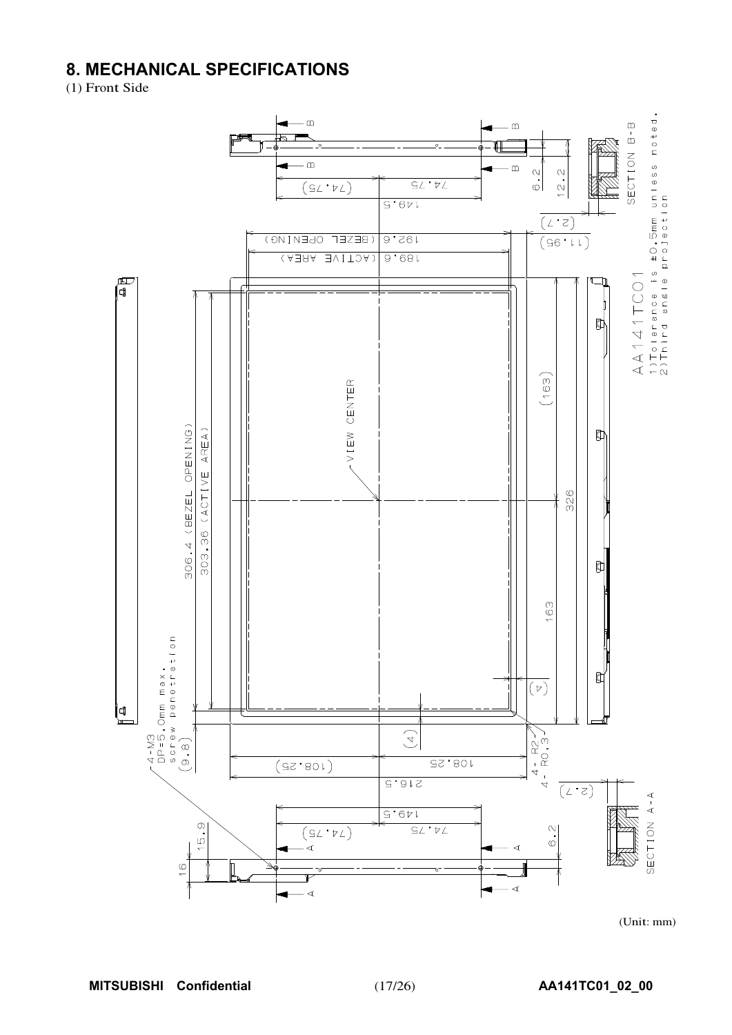## 8. MECHANICAL SPECIFICATIONS

(1) Front Side

AA141TC01

1)Tolerance is ±0.5mm unless noted.

2)Third angle projection

SECTION B-B

SECTION A-A

VIEW CENTER

306.4 (BEZEL OPENING)

303.36 (ACTIVE AREA)

192.6 (BEZEL OPENING)

189.6 (ACTIVE AREA)

4-M3

DP=5.0mm max.

screw penetration

4 - R2

4 - R0.3

(Unit: mm)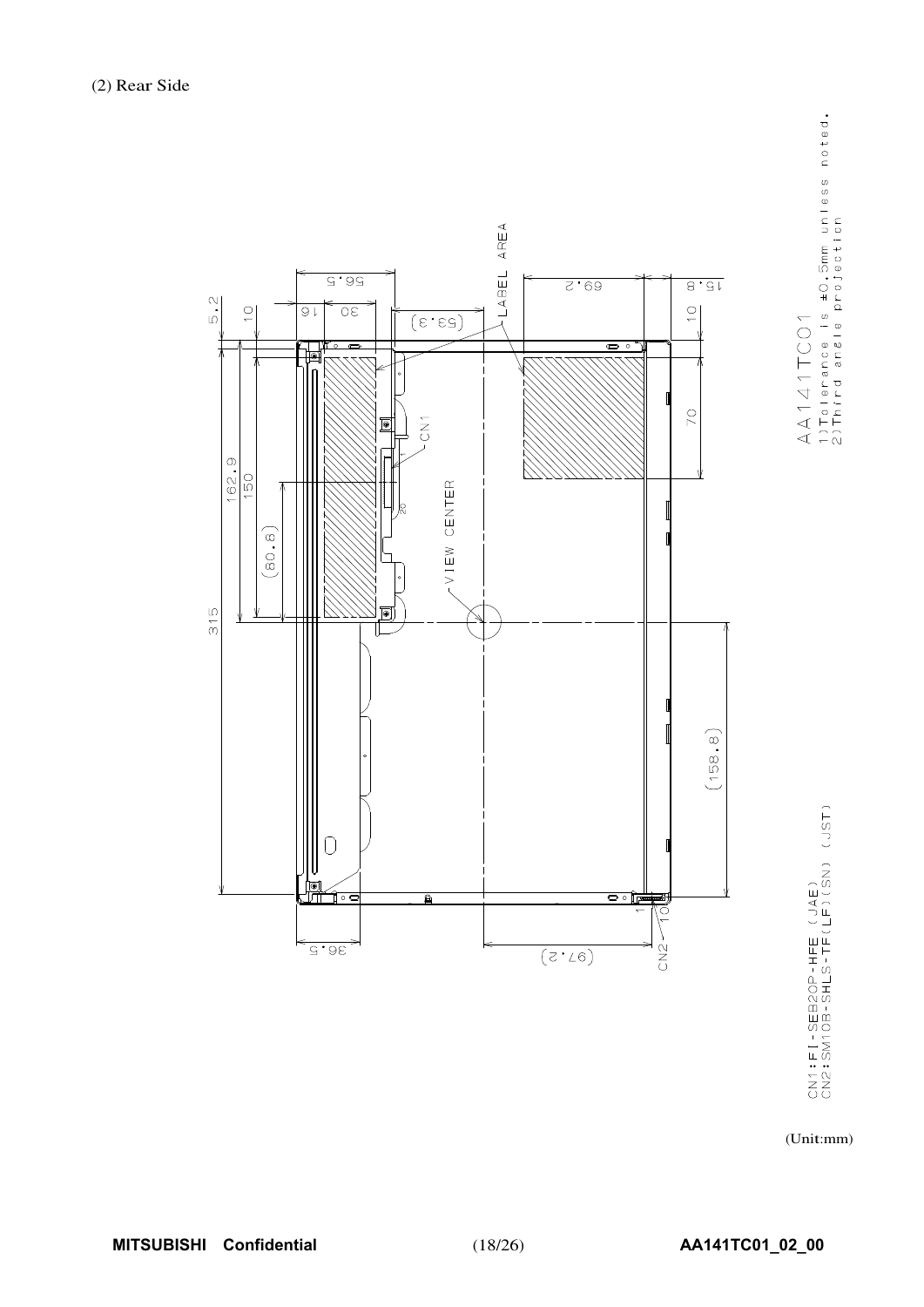(2) Rear Side

5.2

10

162.9

150

(80.8)

315

16

30

56.5

(53.3)

LABEL AREA

69.2

15.8

10

70

CN1

1

20

VIEW CENTER

(158.8)

36.5

(97.2)

CN2

1

10

AA141TC01

1)Tolerance is ±0.5mm unless noted.

2)Third angle projection

CN1:FI-SEB20P-HFE (JAE)

CN2:SM10B-SHLS-TF(LF)(SN) (JST)

(Unit:mm)

**MITSUBISHI Confidential** **AA141TC01_02_00**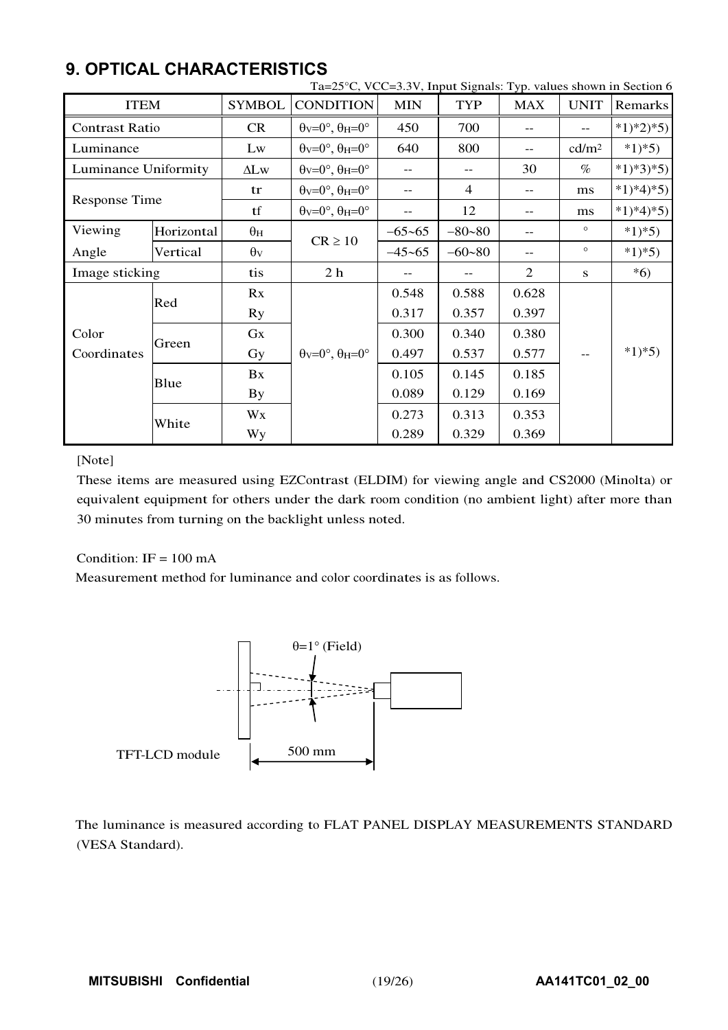## 9. OPTICAL CHARACTERISTICS

Ta=25°C, VCC=3.3V, Input Signals: Typ. values shown in Section 6

| ITEM | | SYMBOL | CONDITION | MIN | TYP | MAX | UNIT | Remarks |
|---|---|---|---|---|---|---|---|---|
| Contrast Ratio | | CR | $\theta_V$=0°, $\theta_H$=0° | 450 | 700 | -- | -- | *1)*2)*5) |
| Luminance | | Lw | $\theta_V$=0°, $\theta_H$=0° | 640 | 800 | -- | cd/m² | *1)*5) |
| Luminance Uniformity | | ΔLw | $\theta_V$=0°, $\theta_H$=0° | -- | -- | 30 | % | *1)*3)*5) |
| Response Time | | tr | $\theta_V$=0°, $\theta_H$=0° | -- | 4 | -- | ms | *1)*4)*5) |
| | | tf | $\theta_V$=0°, $\theta_H$=0° | -- | 12 | -- | ms | *1)*4)*5) |
| Viewing Angle | Horizontal | $\theta_H$ | CR ≥ 10 | −65~65 | −80~80 | -- | ° | *1)*5) |
| | Vertical | $\theta_V$ | | −45~65 | −60~80 | -- | ° | *1)*5) |
| Image sticking | | tis | 2 h | -- | -- | 2 | s | *6) |
| Color Coordinates | Red | Rx | $\theta_V$=0°, $\theta_H$=0° | 0.548 | 0.588 | 0.628 | -- | *1)*5) |
| | | Ry | | 0.317 | 0.357 | 0.397 | | |
| | Green | Gx | | 0.300 | 0.340 | 0.380 | | |
| | | Gy | | 0.497 | 0.537 | 0.577 | | |
| | Blue | Bx | | 0.105 | 0.145 | 0.185 | | |
| | | By | | 0.089 | 0.129 | 0.169 | | |
| | White | Wx | | 0.273 | 0.313 | 0.353 | | |
| | | Wy | | 0.289 | 0.329 | 0.369 | | |

[Note]

These items are measured using EZContrast (ELDIM) for viewing angle and CS2000 (Minolta) or equivalent equipment for others under the dark room condition (no ambient light) after more than 30 minutes from turning on the backlight unless noted.

Condition: IF = 100 mA

Measurement method for luminance and color coordinates is as follows.

θ=1° (Field)

TFT-LCD module

500 mm

The luminance is measured according to FLAT PANEL DISPLAY MEASUREMENTS STANDARD (VESA Standard).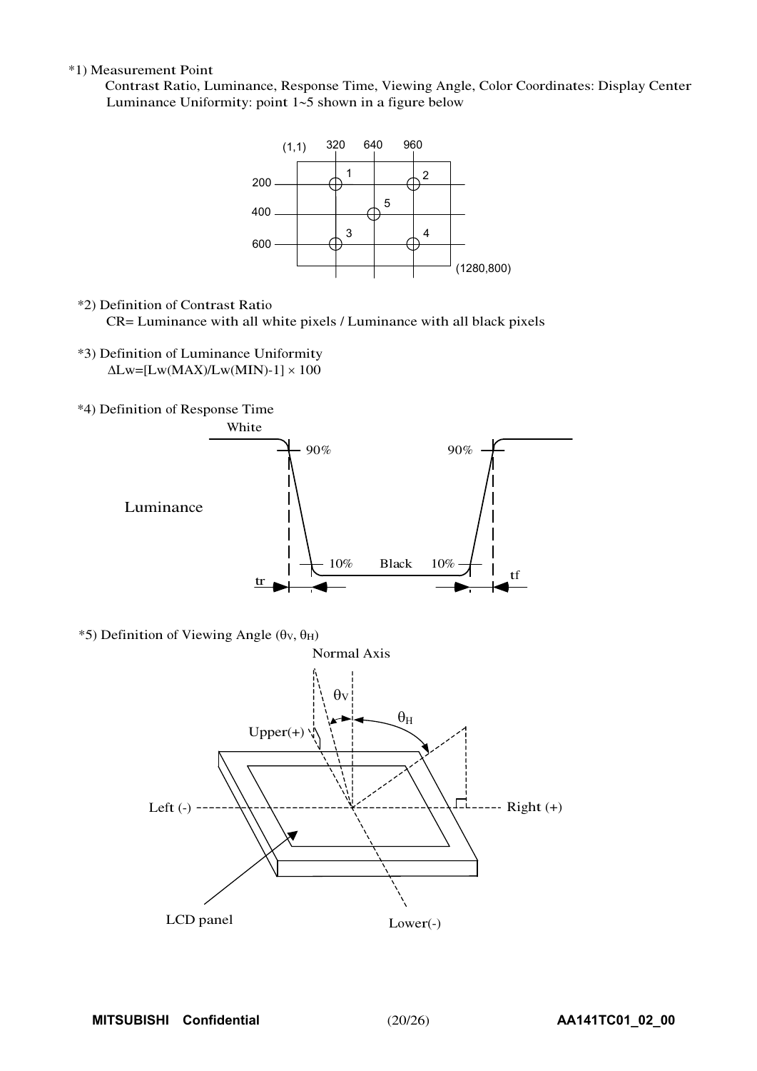*1) Measurement Point

Contrast Ratio, Luminance, Response Time, Viewing Angle, Color Coordinates: Display Center

Luminance Uniformity: point 1~5 shown in a figure below

(1,1) 320 640 960

200 1 2

400 5

600 3 4

(1280,800)

*2) Definition of Contrast Ratio

CR= Luminance with all white pixels / Luminance with all black pixels

*3) Definition of Luminance Uniformity

$\Delta Lw=[Lw(MAX)/Lw(MIN)-1] \times 100$

*4) Definition of Response Time

White

90% 90%

Luminance

10% Black 10%

tr tf

*5) Definition of Viewing Angle ($\theta_V$, $\theta_H$)

Normal Axis

$\theta_V$ $\theta_H$

Upper(+)

Left (-) Right (+)

LCD panel Lower(-)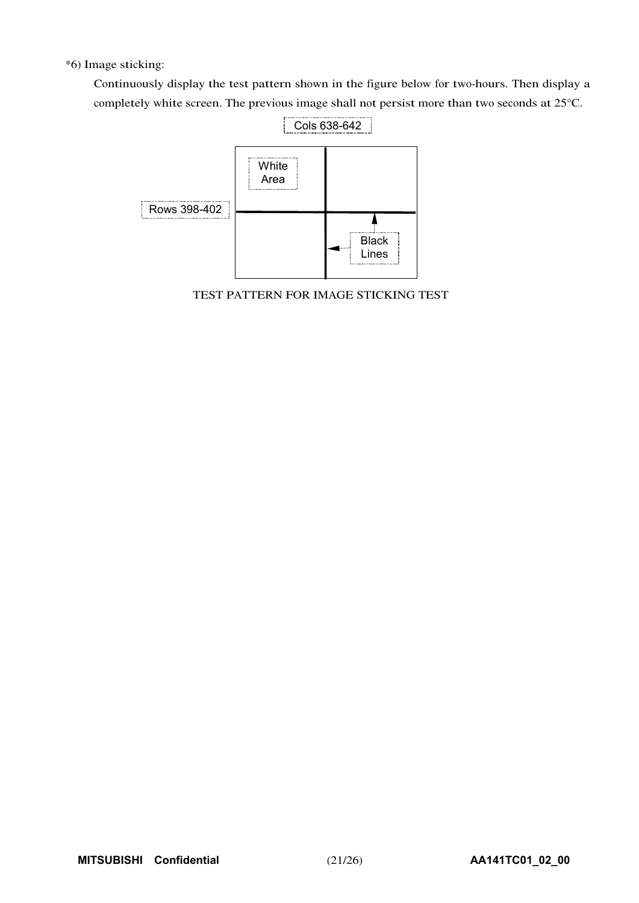*6) Image sticking:

Continuously display the test pattern shown in the figure below for two-hours. Then display a completely white screen. The previous image shall not persist more than two seconds at 25°C.

Cols 638-642

White Area

Rows 398-402

Black Lines

TEST PATTERN FOR IMAGE STICKING TEST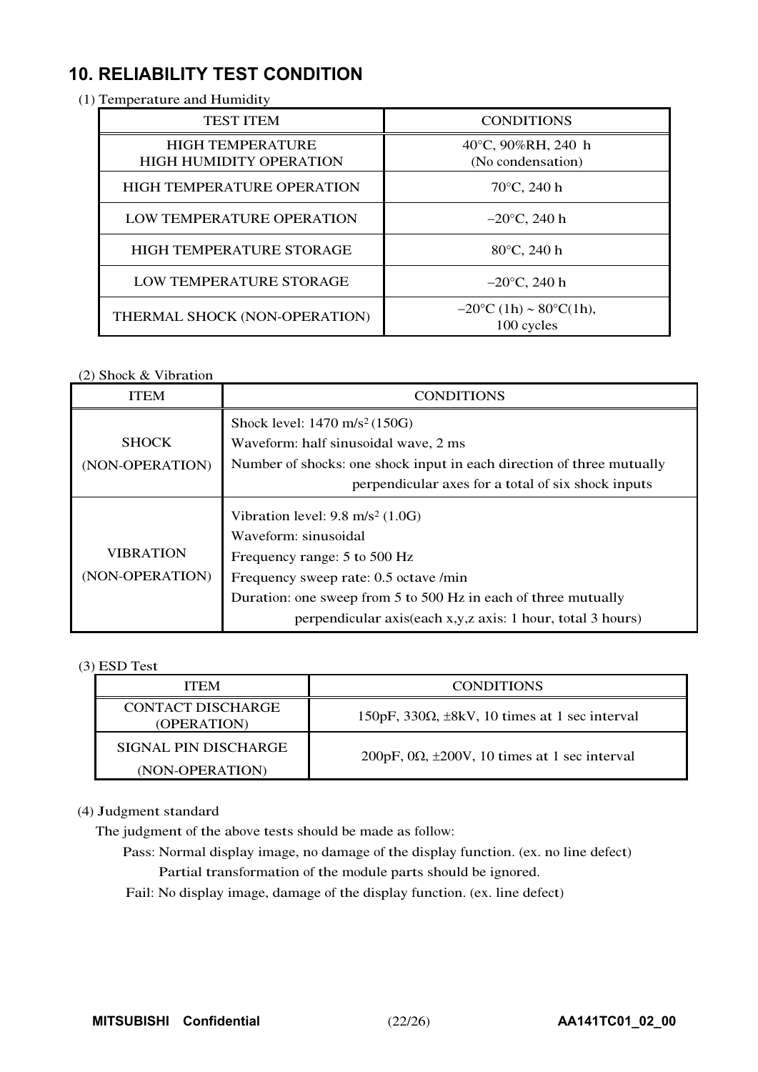## 10. RELIABILITY TEST CONDITION

(1) Temperature and Humidity

| TEST ITEM | CONDITIONS |
|---|---|
| HIGH TEMPERATURE HIGH HUMIDITY OPERATION | 40°C, 90%RH, 240 h (No condensation) |
| HIGH TEMPERATURE OPERATION | 70°C, 240 h |
| LOW TEMPERATURE OPERATION | −20°C, 240 h |
| HIGH TEMPERATURE STORAGE | 80°C, 240 h |
| LOW TEMPERATURE STORAGE | −20°C, 240 h |
| THERMAL SHOCK (NON-OPERATION) | −20°C (1h) ~ 80°C(1h), 100 cycles |

(2) Shock & Vibration

| ITEM | CONDITIONS |
|---|---|
| SHOCK (NON-OPERATION) | Shock level: 1470 $m/s^2$ (150G)<br>Waveform: half sinusoidal wave, 2 ms<br>Number of shocks: one shock input in each direction of three mutually perpendicular axes for a total of six shock inputs |
| VIBRATION (NON-OPERATION) | Vibration level: 9.8 $m/s^2$ (1.0G)<br>Waveform: sinusoidal<br>Frequency range: 5 to 500 Hz<br>Frequency sweep rate: 0.5 octave /min<br>Duration: one sweep from 5 to 500 Hz in each of three mutually perpendicular axis(each x,y,z axis: 1 hour, total 3 hours) |

(3) ESD Test

| ITEM | CONDITIONS |
|---|---|
| CONTACT DISCHARGE (OPERATION) | 150pF, 330Ω, ±8kV, 10 times at 1 sec interval |
| SIGNAL PIN DISCHARGE (NON-OPERATION) | 200pF, 0Ω, ±200V, 10 times at 1 sec interval |

(4) Judgment standard

The judgment of the above tests should be made as follow:

Pass: Normal display image, no damage of the display function. (ex. no line defect)
Partial transformation of the module parts should be ignored.

Fail: No display image, damage of the display function. (ex. line defect)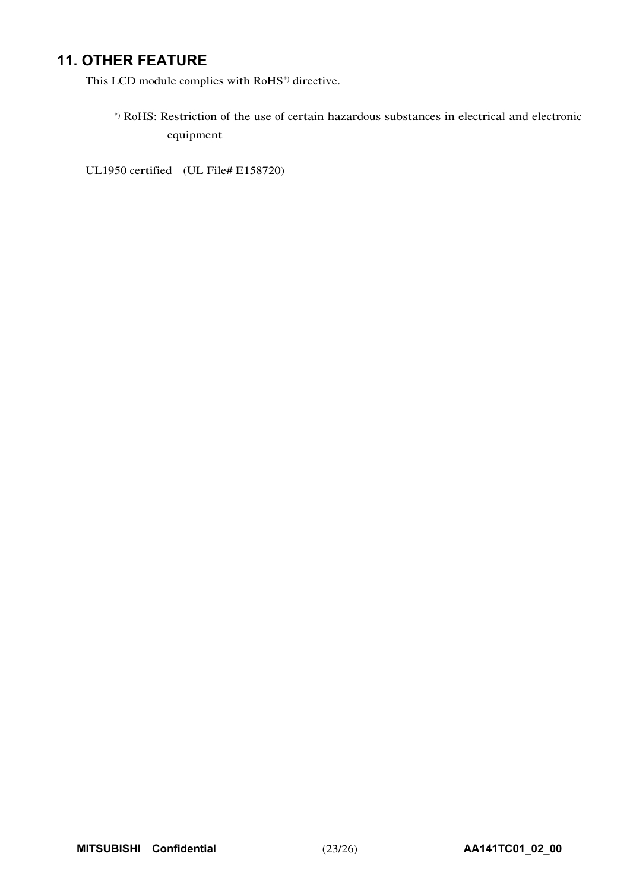## 11. OTHER FEATURE

This LCD module complies with RoHS*) directive.

*) RoHS: Restriction of the use of certain hazardous substances in electrical and electronic equipment

UL1950 certified (UL File# E158720)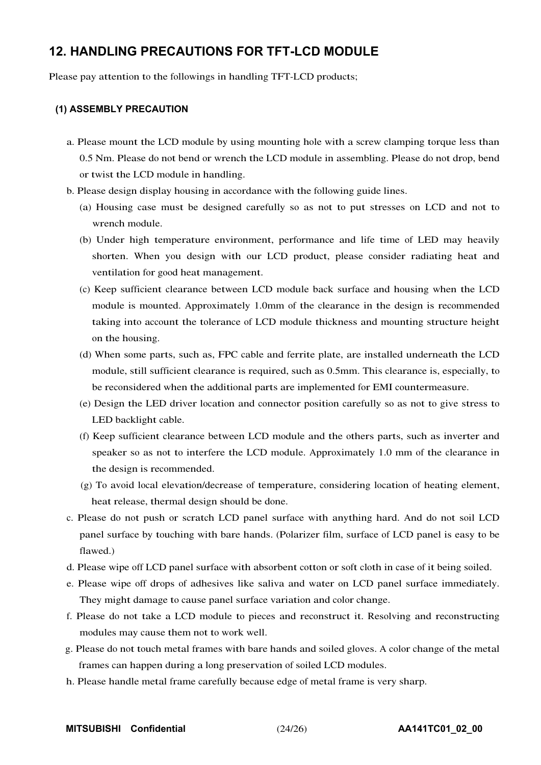## 12. HANDLING PRECAUTIONS FOR TFT-LCD MODULE

Please pay attention to the followings in handling TFT-LCD products;

### (1) ASSEMBLY PRECAUTION

a. Please mount the LCD module by using mounting hole with a screw clamping torque less than 0.5 Nm. Please do not bend or wrench the LCD module in assembling. Please do not drop, bend or twist the LCD module in handling.

b. Please design display housing in accordance with the following guide lines.

   (a) Housing case must be designed carefully so as not to put stresses on LCD and not to wrench module.

   (b) Under high temperature environment, performance and life time of LED may heavily shorten. When you design with our LCD product, please consider radiating heat and ventilation for good heat management.

   (c) Keep sufficient clearance between LCD module back surface and housing when the LCD module is mounted. Approximately 1.0mm of the clearance in the design is recommended taking into account the tolerance of LCD module thickness and mounting structure height on the housing.

   (d) When some parts, such as, FPC cable and ferrite plate, are installed underneath the LCD module, still sufficient clearance is required, such as 0.5mm. This clearance is, especially, to be reconsidered when the additional parts are implemented for EMI countermeasure.

   (e) Design the LED driver location and connector position carefully so as not to give stress to LED backlight cable.

   (f) Keep sufficient clearance between LCD module and the others parts, such as inverter and speaker so as not to interfere the LCD module. Approximately 1.0 mm of the clearance in the design is recommended.

   (g) To avoid local elevation/decrease of temperature, considering location of heating element, heat release, thermal design should be done.

c. Please do not push or scratch LCD panel surface with anything hard. And do not soil LCD panel surface by touching with bare hands. (Polarizer film, surface of LCD panel is easy to be flawed.)

d. Please wipe off LCD panel surface with absorbent cotton or soft cloth in case of it being soiled.

e. Please wipe off drops of adhesives like saliva and water on LCD panel surface immediately. They might damage to cause panel surface variation and color change.

f. Please do not take a LCD module to pieces and reconstruct it. Resolving and reconstructing modules may cause them not to work well.

g. Please do not touch metal frames with bare hands and soiled gloves. A color change of the metal frames can happen during a long preservation of soiled LCD modules.

h. Please handle metal frame carefully because edge of metal frame is very sharp.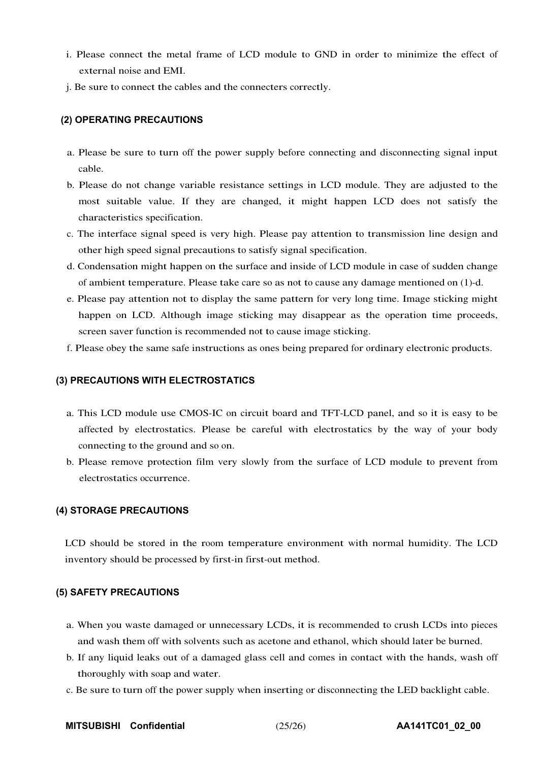i. Please connect the metal frame of LCD module to GND in order to minimize the effect of external noise and EMI.

j. Be sure to connect the cables and the connecters correctly.

### (2) OPERATING PRECAUTIONS

a. Please be sure to turn off the power supply before connecting and disconnecting signal input cable.

b. Please do not change variable resistance settings in LCD module. They are adjusted to the most suitable value. If they are changed, it might happen LCD does not satisfy the characteristics specification.

c. The interface signal speed is very high. Please pay attention to transmission line design and other high speed signal precautions to satisfy signal specification.

d. Condensation might happen on the surface and inside of LCD module in case of sudden change of ambient temperature. Please take care so as not to cause any damage mentioned on (1)-d.

e. Please pay attention not to display the same pattern for very long time. Image sticking might happen on LCD. Although image sticking may disappear as the operation time proceeds, screen saver function is recommended not to cause image sticking.

f. Please obey the same safe instructions as ones being prepared for ordinary electronic products.

### (3) PRECAUTIONS WITH ELECTROSTATICS

a. This LCD module use CMOS-IC on circuit board and TFT-LCD panel, and so it is easy to be affected by electrostatics. Please be careful with electrostatics by the way of your body connecting to the ground and so on.

b. Please remove protection film very slowly from the surface of LCD module to prevent from electrostatics occurrence.

### (4) STORAGE PRECAUTIONS

LCD should be stored in the room temperature environment with normal humidity. The LCD inventory should be processed by first-in first-out method.

### (5) SAFETY PRECAUTIONS

a. When you waste damaged or unnecessary LCDs, it is recommended to crush LCDs into pieces and wash them off with solvents such as acetone and ethanol, which should later be burned.

b. If any liquid leaks out of a damaged glass cell and comes in contact with the hands, wash off thoroughly with soap and water.

c. Be sure to turn off the power supply when inserting or disconnecting the LED backlight cable.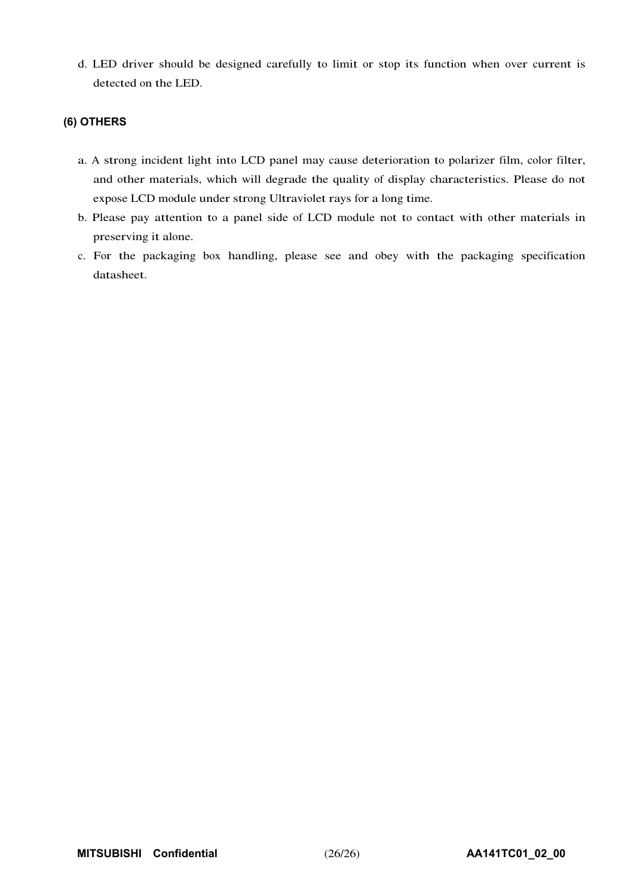d. LED driver should be designed carefully to limit or stop its function when over current is detected on the LED.

### (6) OTHERS

a. A strong incident light into LCD panel may cause deterioration to polarizer film, color filter, and other materials, which will degrade the quality of display characteristics. Please do not expose LCD module under strong Ultraviolet rays for a long time.

b. Please pay attention to a panel side of LCD module not to contact with other materials in preserving it alone.

c. For the packaging box handling, please see and obey with the packaging specification datasheet.